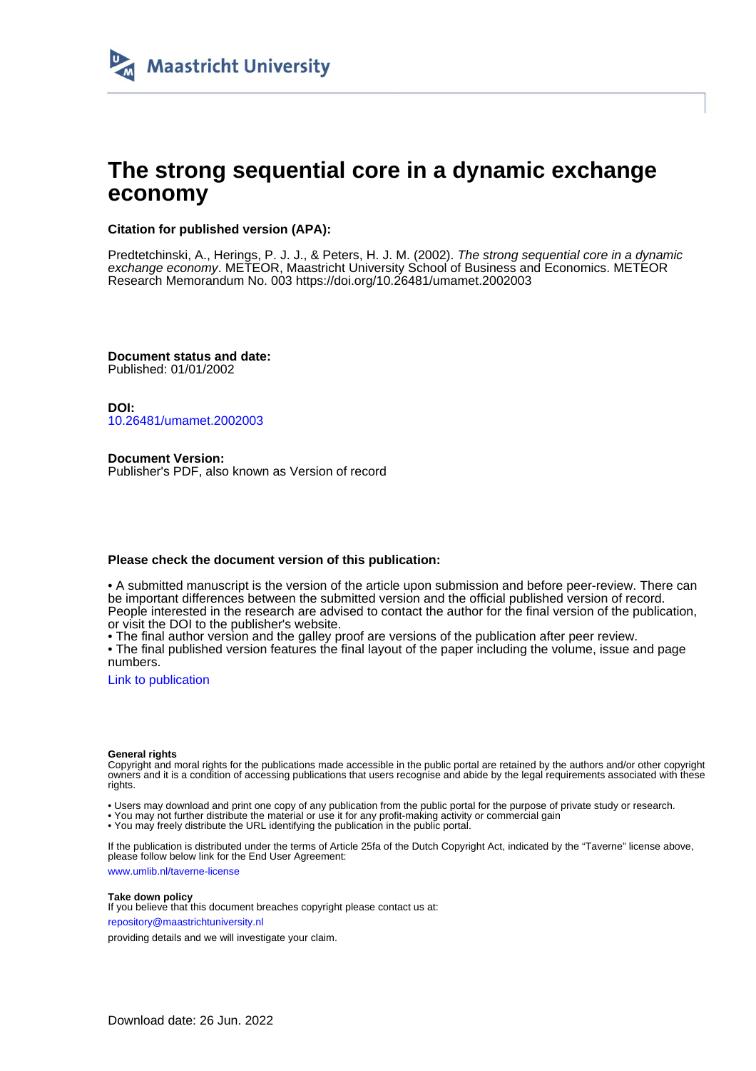Maastricht University

# The strong sequential core in a dynamic exchange economy

**Citation for published version (APA):**

Predtetchinski, A., Herings, P. J. J., & Peters, H. J. M. (2002). *The strong sequential core in a dynamic exchange economy*. METEOR, Maastricht University School of Business and Economics. METEOR Research Memorandum No. 003 https://doi.org/10.26481/umamet.2002003

**Document status and date:**
Published: 01/01/2002

**DOI:**
10.26481/umamet.2002003

**Document Version:**
Publisher's PDF, also known as Version of record

**Please check the document version of this publication:**

• A submitted manuscript is the version of the article upon submission and before peer-review. There can be important differences between the submitted version and the official published version of record. People interested in the research are advised to contact the author for the final version of the publication, or visit the DOI to the publisher's website.
• The final author version and the galley proof are versions of the publication after peer review.
• The final published version features the final layout of the paper including the volume, issue and page numbers.

Link to publication

**General rights**
Copyright and moral rights for the publications made accessible in the public portal are retained by the authors and/or other copyright owners and it is a condition of accessing publications that users recognise and abide by the legal requirements associated with these rights.

• Users may download and print one copy of any publication from the public portal for the purpose of private study or research.
• You may not further distribute the material or use it for any profit-making activity or commercial gain
• You may freely distribute the URL identifying the publication in the public portal.

If the publication is distributed under the terms of Article 25fa of the Dutch Copyright Act, indicated by the "Taverne" license above, please follow below link for the End User Agreement:

www.umlib.nl/taverne-license

**Take down policy**
If you believe that this document breaches copyright please contact us at:

repository@maastrichtuniversity.nl

providing details and we will investigate your claim.

Download date: 26 Jun. 2022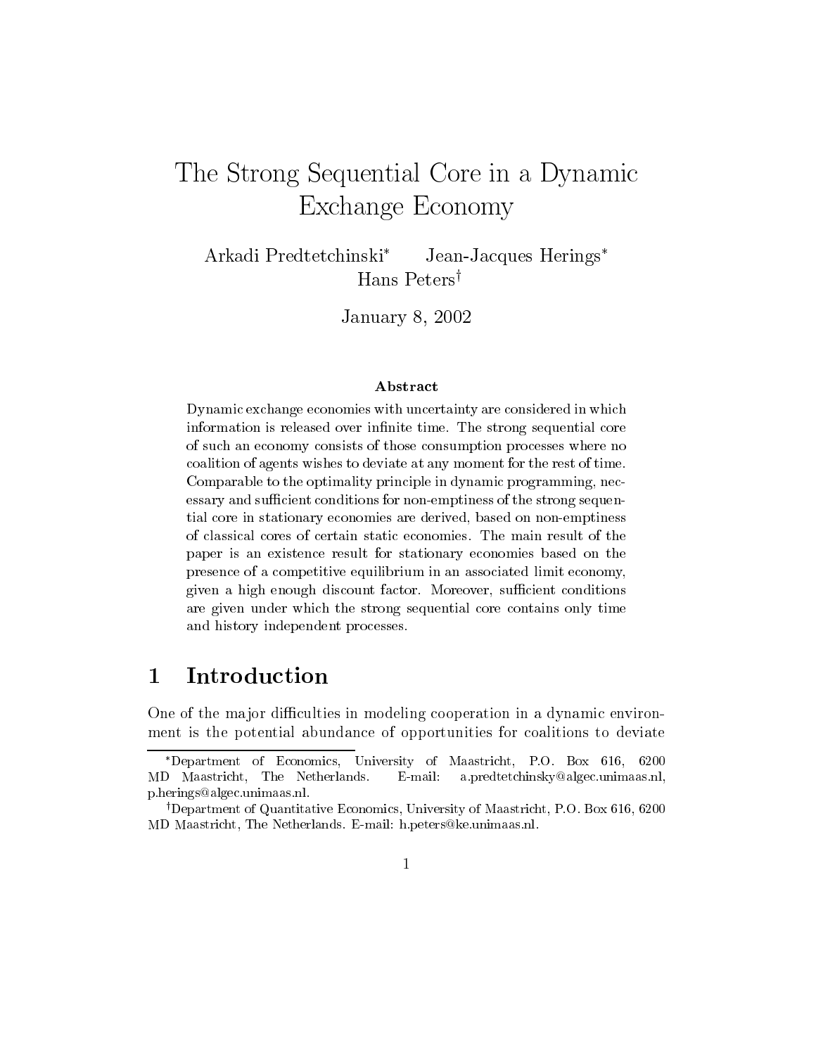# The Strong Sequential Core in a Dynamic Exchange Economy

Arkadi Predtetchinski[*] Jean-Jacques Herings[*]
Hans Peters[†]

January 8, 2002

### Abstract

Dynamic exchange economies with uncertainty are considered in which information is released over infinite time. The strong sequential core of such an economy consists of those consumption processes where no coalition of agents wishes to deviate at any moment for the rest of time. Comparable to the optimality principle in dynamic programming, necessary and sufficient conditions for non-emptiness of the strong sequential core in stationary economies are derived, based on non-emptiness of classical cores of certain static economies. The main result of the paper is an existence result for stationary economies based on the presence of a competitive equilibrium in an associated limit economy, given a high enough discount factor. Moreover, sufficient conditions are given under which the strong sequential core contains only time and history independent processes.

## 1 Introduction

One of the major difficulties in modeling cooperation in a dynamic environment is the potential abundance of opportunities for coalitions to deviate

---

[*]Department of Economics, University of Maastricht, P.O. Box 616, 6200 MD Maastricht, The Netherlands. E-mail: a.predtetchinsky@algec.unimaas.nl, p.herings@algec.unimaas.nl.

[†]Department of Quantitative Economics, University of Maastricht, P.O. Box 616, 6200 MD Maastricht, The Netherlands. E-mail: h.peters@ke.unimaas.nl.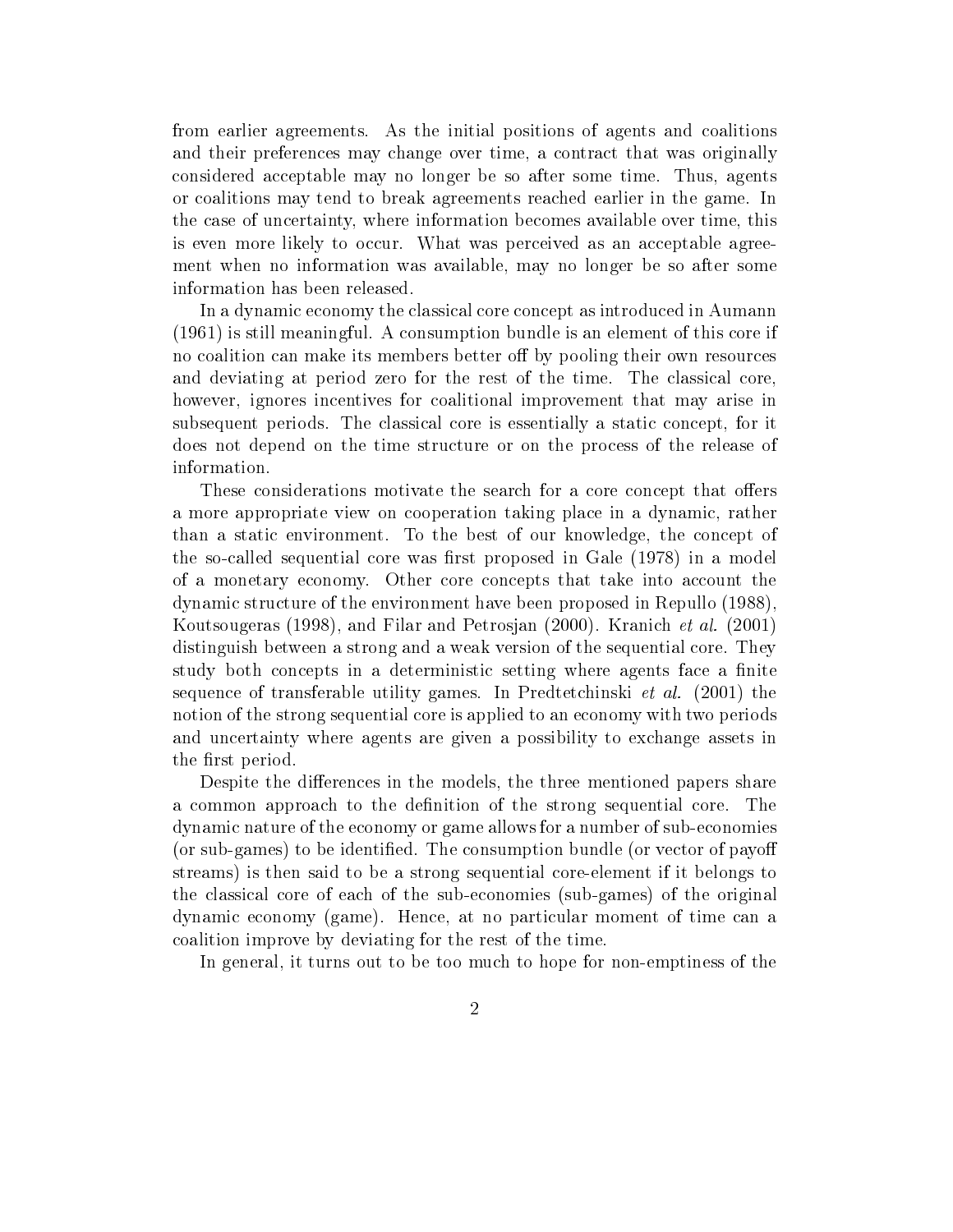from earlier agreements. As the initial positions of agents and coalitions and their preferences may change over time, a contract that was originally considered acceptable may no longer be so after some time. Thus, agents or coalitions may tend to break agreements reached earlier in the game. In the case of uncertainty, where information becomes available over time, this is even more likely to occur. What was perceived as an acceptable agreement when no information was available, may no longer be so after some information has been released.

In a dynamic economy the classical core concept as introduced in Aumann (1961) is still meaningful. A consumption bundle is an element of this core if no coalition can make its members better off by pooling their own resources and deviating at period zero for the rest of the time. The classical core, however, ignores incentives for coalitional improvement that may arise in subsequent periods. The classical core is essentially a static concept, for it does not depend on the time structure or on the process of the release of information.

These considerations motivate the search for a core concept that offers a more appropriate view on cooperation taking place in a dynamic, rather than a static environment. To the best of our knowledge, the concept of the so-called sequential core was first proposed in Gale (1978) in a model of a monetary economy. Other core concepts that take into account the dynamic structure of the environment have been proposed in Repullo (1988), Koutsougeras (1998), and Filar and Petrosjan (2000). Kranich *et al.* (2001) distinguish between a strong and a weak version of the sequential core. They study both concepts in a deterministic setting where agents face a finite sequence of transferable utility games. In Predtetchinski *et al.* (2001) the notion of the strong sequential core is applied to an economy with two periods and uncertainty where agents are given a possibility to exchange assets in the first period.

Despite the differences in the models, the three mentioned papers share a common approach to the definition of the strong sequential core. The dynamic nature of the economy or game allows for a number of sub-economies (or sub-games) to be identified. The consumption bundle (or vector of payoff streams) is then said to be a strong sequential core-element if it belongs to the classical core of each of the sub-economies (sub-games) of the original dynamic economy (game). Hence, at no particular moment of time can a coalition improve by deviating for the rest of the time.

In general, it turns out to be too much to hope for non-emptiness of the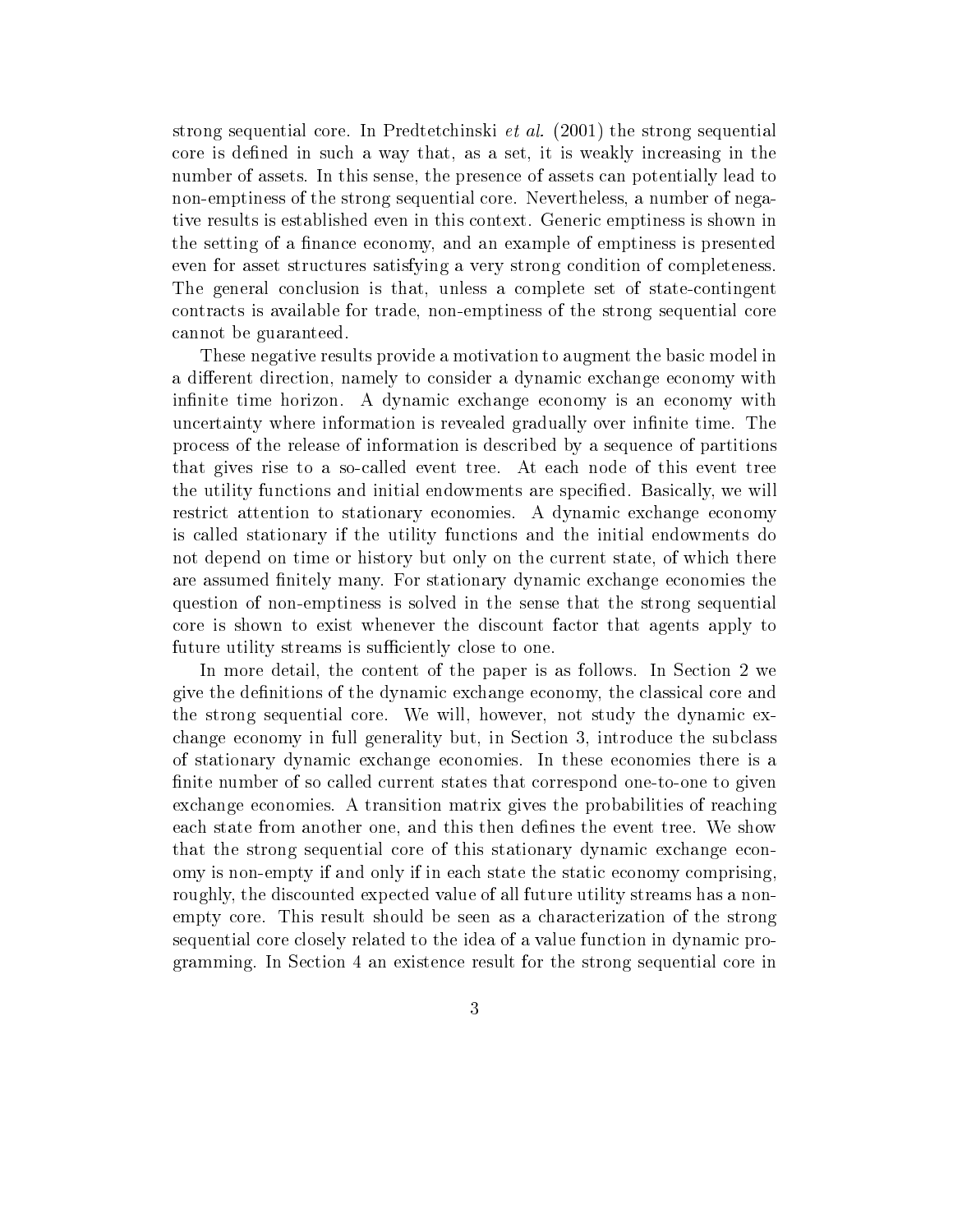strong sequential core. In Predtetchinski *et al.* (2001) the strong sequential core is defined in such a way that, as a set, it is weakly increasing in the number of assets. In this sense, the presence of assets can potentially lead to non-emptiness of the strong sequential core. Nevertheless, a number of negative results is established even in this context. Generic emptiness is shown in the setting of a finance economy, and an example of emptiness is presented even for asset structures satisfying a very strong condition of completeness. The general conclusion is that, unless a complete set of state-contingent contracts is available for trade, non-emptiness of the strong sequential core cannot be guaranteed.

These negative results provide a motivation to augment the basic model in a different direction, namely to consider a dynamic exchange economy with infinite time horizon. A dynamic exchange economy is an economy with uncertainty where information is revealed gradually over infinite time. The process of the release of information is described by a sequence of partitions that gives rise to a so-called event tree. At each node of this event tree the utility functions and initial endowments are specified. Basically, we will restrict attention to stationary economies. A dynamic exchange economy is called stationary if the utility functions and the initial endowments do not depend on time or history but only on the current state, of which there are assumed finitely many. For stationary dynamic exchange economies the question of non-emptiness is solved in the sense that the strong sequential core is shown to exist whenever the discount factor that agents apply to future utility streams is sufficiently close to one.

In more detail, the content of the paper is as follows. In Section 2 we give the definitions of the dynamic exchange economy, the classical core and the strong sequential core. We will, however, not study the dynamic exchange economy in full generality but, in Section 3, introduce the subclass of stationary dynamic exchange economies. In these economies there is a finite number of so called current states that correspond one-to-one to given exchange economies. A transition matrix gives the probabilities of reaching each state from another one, and this then defines the event tree. We show that the strong sequential core of this stationary dynamic exchange economy is non-empty if and only if in each state the static economy comprising, roughly, the discounted expected value of all future utility streams has a non-empty core. This result should be seen as a characterization of the strong sequential core closely related to the idea of a value function in dynamic programming. In Section 4 an existence result for the strong sequential core in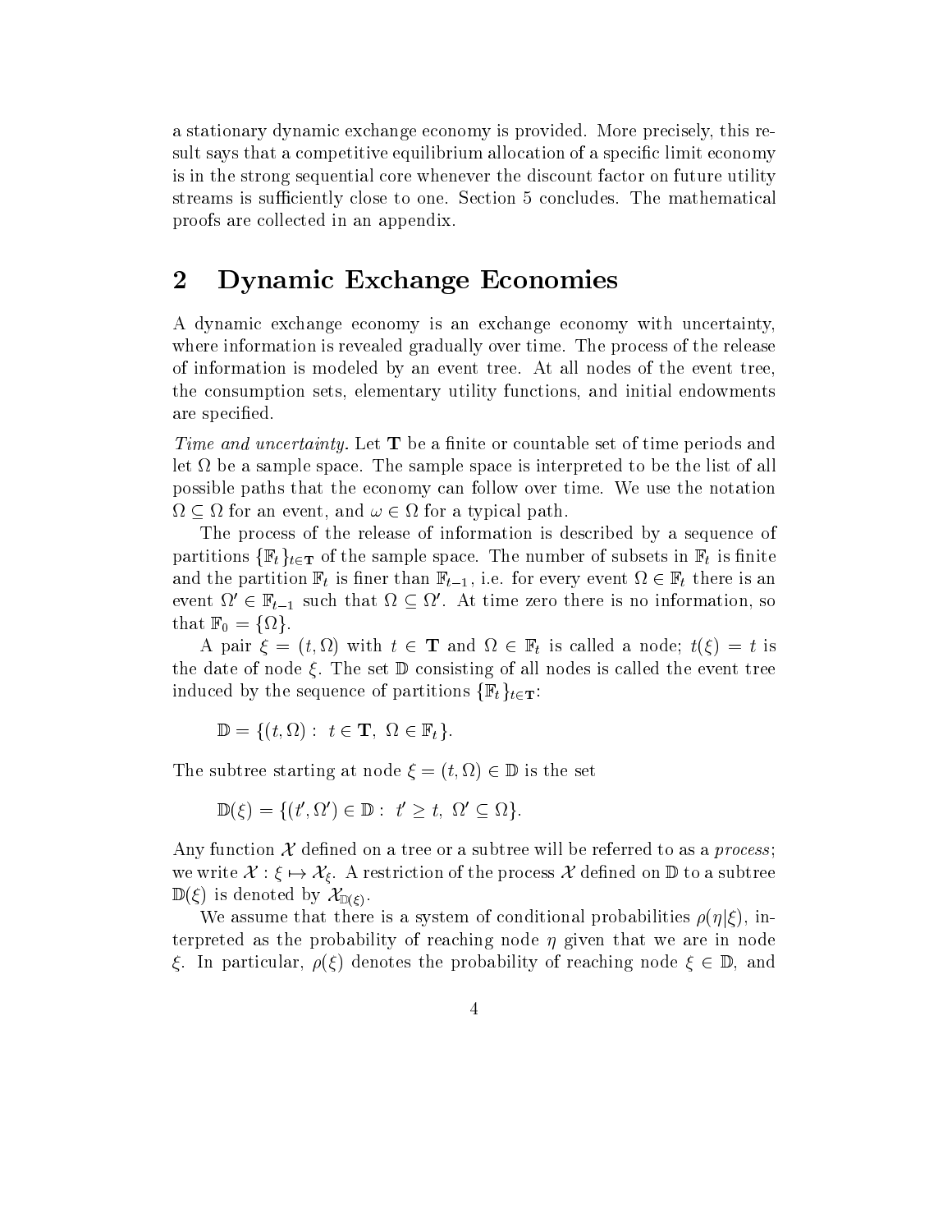a stationary dynamic exchange economy is provided. More precisely, this result says that a competitive equilibrium allocation of a specific limit economy is in the strong sequential core whenever the discount factor on future utility streams is sufficiently close to one. Section 5 concludes. The mathematical proofs are collected in an appendix.

## 2 Dynamic Exchange Economies

A dynamic exchange economy is an exchange economy with uncertainty, where information is revealed gradually over time. The process of the release of information is modeled by an event tree. At all nodes of the event tree, the consumption sets, elementary utility functions, and initial endowments are specified.

*Time and uncertainty.* Let $\mathbf{T}$ be a finite or countable set of time periods and let $\Omega$ be a sample space. The sample space is interpreted to be the list of all possible paths that the economy can follow over time. We use the notation $\Omega \subseteq \Omega$ for an event, and $\omega \in \Omega$ for a typical path.

The process of the release of information is described by a sequence of partitions $\{\mathbb{F}_t\}_{t \in \mathbf{T}}$ of the sample space. The number of subsets in $\mathbb{F}_t$ is finite and the partition $\mathbb{F}_t$ is finer than $\mathbb{F}_{t-1}$, i.e. for every event $\Omega \in \mathbb{F}_t$ there is an event $\Omega' \in \mathbb{F}_{t-1}$ such that $\Omega \subseteq \Omega'$. At time zero there is no information, so that $\mathbb{F}_0 = \{\Omega\}$.

A pair $\xi = (t, \Omega)$ with $t \in \mathbf{T}$ and $\Omega \in \mathbb{F}_t$ is called a node; $t(\xi) = t$ is the date of node $\xi$. The set $\mathbb{D}$ consisting of all nodes is called the event tree induced by the sequence of partitions $\{\mathbb{F}_t\}_{t \in \mathbf{T}}$:

$$\mathbb{D} = \{(t, \Omega) : \ t \in \mathbf{T}, \ \Omega \in \mathbb{F}_t\}.$$

The subtree starting at node $\xi = (t, \Omega) \in \mathbb{D}$ is the set

$$\mathbb{D}(\xi) = \{(t', \Omega') \in \mathbb{D} : \ t' \geq t, \ \Omega' \subseteq \Omega\}.$$

Any function $\mathcal{X}$ defined on a tree or a subtree will be referred to as a *process*; we write $\mathcal{X} : \xi \mapsto \mathcal{X}_\xi$. A restriction of the process $\mathcal{X}$ defined on $\mathbb{D}$ to a subtree $\mathbb{D}(\xi)$ is denoted by $\mathcal{X}_{\mathbb{D}(\xi)}$.

We assume that there is a system of conditional probabilities $\rho(\eta|\xi)$, interpreted as the probability of reaching node $\eta$ given that we are in node $\xi$. In particular, $\rho(\xi)$ denotes the probability of reaching node $\xi \in \mathbb{D}$, and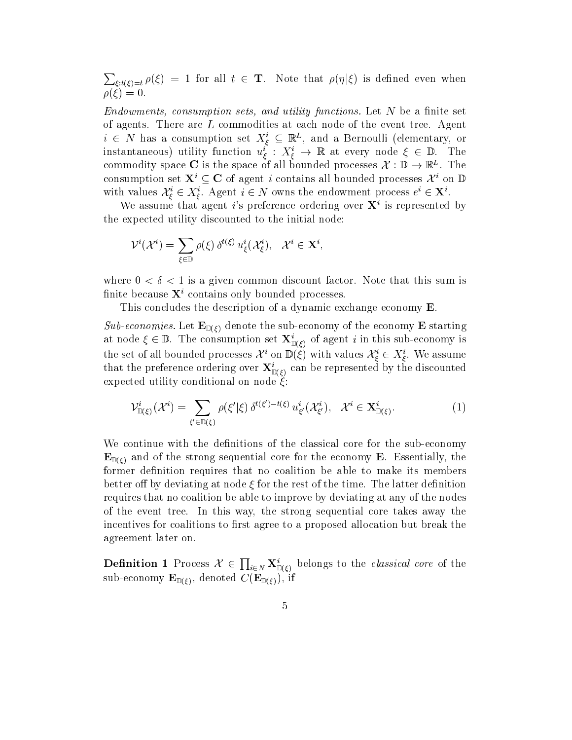$\sum_{\xi:t(\xi)=t} \rho(\xi) = 1$ for all $t \in \mathbf{T}$. Note that $\rho(\eta|\xi)$ is defined even when $\rho(\xi) = 0$.

*Endowments, consumption sets, and utility functions.* Let $N$ be a finite set of agents. There are $L$ commodities at each node of the event tree. Agent $i \in N$ has a consumption set $X^i_\xi \subseteq \mathbb{R}^L$, and a Bernoulli (elementary, or instantaneous) utility function $u^i_\xi : X^i_\xi \to \mathbb{R}$ at every node $\xi \in \mathbb{D}$. The commodity space $\mathbf{C}$ is the space of all bounded processes $\mathcal{X} : \mathbb{D} \to \mathbb{R}^L$. The consumption set $\mathbf{X}^i \subseteq \mathbf{C}$ of agent $i$ contains all bounded processes $\mathcal{X}^i$ on $\mathbb{D}$ with values $\mathcal{X}^i_\xi \in X^i_\xi$. Agent $i \in N$ owns the endowment process $e^i \in \mathbf{X}^i$.

We assume that agent $i$'s preference ordering over $\mathbf{X}^i$ is represented by the expected utility discounted to the initial node:

$$\mathcal{V}^i(\mathcal{X}^i) = \sum_{\xi \in \mathbb{D}} \rho(\xi)\, \delta^{t(\xi)}\, u^i_\xi(\mathcal{X}^i_\xi), \quad \mathcal{X}^i \in \mathbf{X}^i,$$

where $0 < \delta < 1$ is a given common discount factor. Note that this sum is finite because $\mathbf{X}^i$ contains only bounded processes.

This concludes the description of a dynamic exchange economy $\mathbf{E}$.

*Sub-economies.* Let $\mathbf{E}_{\mathbb{D}(\xi)}$ denote the sub-economy of the economy $\mathbf{E}$ starting at node $\xi \in \mathbb{D}$. The consumption set $\mathbf{X}^i_{\mathbb{D}(\xi)}$ of agent $i$ in this sub-economy is the set of all bounded processes $\mathcal{X}^i$ on $\mathbb{D}(\xi)$ with values $\mathcal{X}^i_\xi \in X^i_\xi$. We assume that the preference ordering over $\mathbf{X}^i_{\mathbb{D}(\xi)}$ can be represented by the discounted expected utility conditional on node $\xi$:

$$\mathcal{V}^i_{\mathbb{D}(\xi)}(\mathcal{X}^i) = \sum_{\xi' \in \mathbb{D}(\xi)} \rho(\xi'|\xi)\, \delta^{t(\xi')-t(\xi)}\, u^i_{\xi'}(\mathcal{X}^i_{\xi'}), \quad \mathcal{X}^i \in \mathbf{X}^i_{\mathbb{D}(\xi)}. \tag{1}$$

We continue with the definitions of the classical core for the sub-economy $\mathbf{E}_{\mathbb{D}(\xi)}$ and of the strong sequential core for the economy $\mathbf{E}$. Essentially, the former definition requires that no coalition be able to make its members better off by deviating at node $\xi$ for the rest of the time. The latter definition requires that no coalition be able to improve by deviating at any of the nodes of the event tree. In this way, the strong sequential core takes away the incentives for coalitions to first agree to a proposed allocation but break the agreement later on.

**Definition 1** Process $\mathcal{X} \in \prod_{i \in N} \mathbf{X}^i_{\mathbb{D}(\xi)}$ belongs to the *classical core* of the sub-economy $\mathbf{E}_{\mathbb{D}(\xi)}$, denoted $C(\mathbf{E}_{\mathbb{D}(\xi)})$, if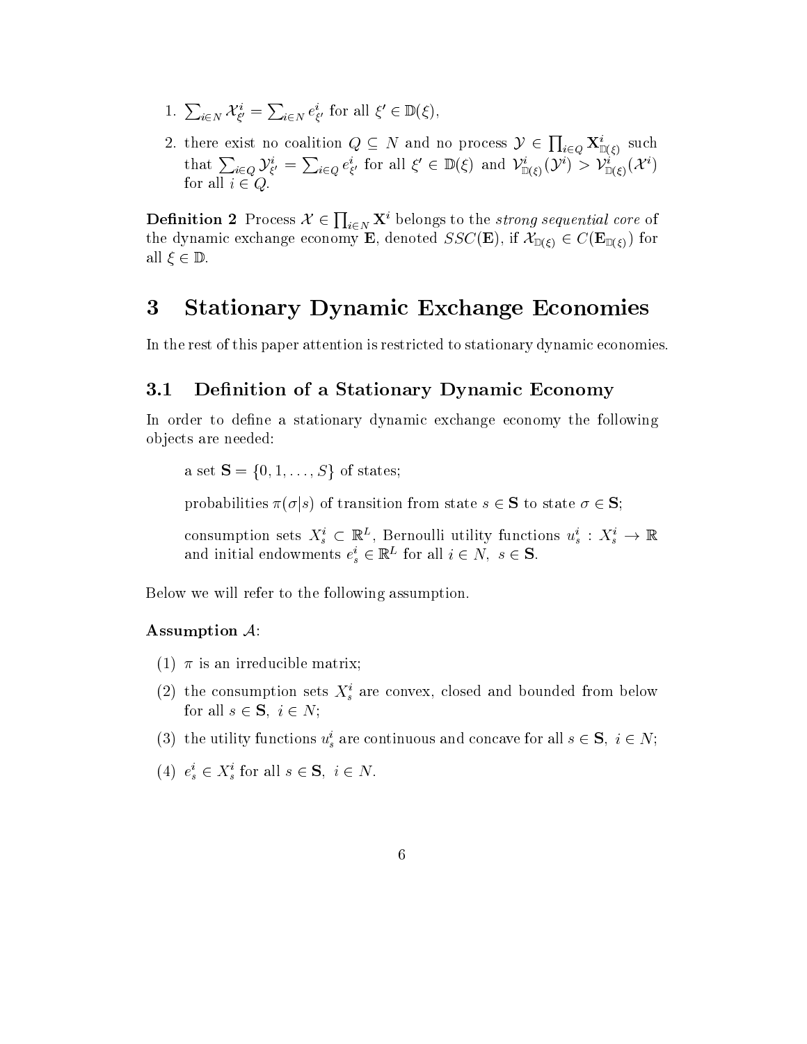1. $\sum_{i \in N} \mathcal{X}^i_{\xi'} = \sum_{i \in N} e^i_{\xi'}$ for all $\xi' \in \mathbb{D}(\xi)$,
2. there exist no coalition $Q \subseteq N$ and no process $\mathcal{Y} \in \prod_{i \in Q} \mathbf{X}^i_{\mathbb{D}(\xi)}$ such that $\sum_{i \in Q} \mathcal{Y}^i_{\xi'} = \sum_{i \in Q} e^i_{\xi'}$ for all $\xi' \in \mathbb{D}(\xi)$ and $\mathcal{V}^i_{\mathbb{D}(\xi)}(\mathcal{Y}^i) > \mathcal{V}^i_{\mathbb{D}(\xi)}(\mathcal{X}^i)$ for all $i \in Q$.

**Definition 2** Process $\mathcal{X} \in \prod_{i \in N} \mathbf{X}^i$ belongs to the *strong sequential core* of the dynamic exchange economy $\mathbf{E}$, denoted $SSC(\mathbf{E})$, if $\mathcal{X}_{\mathbb{D}(\xi)} \in C(\mathbf{E}_{\mathbb{D}(\xi)})$ for all $\xi \in \mathbb{D}$.

# 3 Stationary Dynamic Exchange Economies

In the rest of this paper attention is restricted to stationary dynamic economies.

## 3.1 Definition of a Stationary Dynamic Economy

In order to define a stationary dynamic exchange economy the following objects are needed:

a set $\mathbf{S} = \{0, 1, \ldots, S\}$ of states;

probabilities $\pi(\sigma|s)$ of transition from state $s \in \mathbf{S}$ to state $\sigma \in \mathbf{S}$;

consumption sets $X^i_s \subset \mathbb{R}^L$, Bernoulli utility functions $u^i_s : X^i_s \to \mathbb{R}$ and initial endowments $e^i_s \in \mathbb{R}^L$ for all $i \in N,\ s \in \mathbf{S}$.

Below we will refer to the following assumption.

**Assumption $\mathcal{A}$:**

(1) $\pi$ is an irreducible matrix;

(2) the consumption sets $X^i_s$ are convex, closed and bounded from below for all $s \in \mathbf{S},\ i \in N$;

(3) the utility functions $u^i_s$ are continuous and concave for all $s \in \mathbf{S},\ i \in N$;

(4) $e^i_s \in X^i_s$ for all $s \in \mathbf{S},\ i \in N$.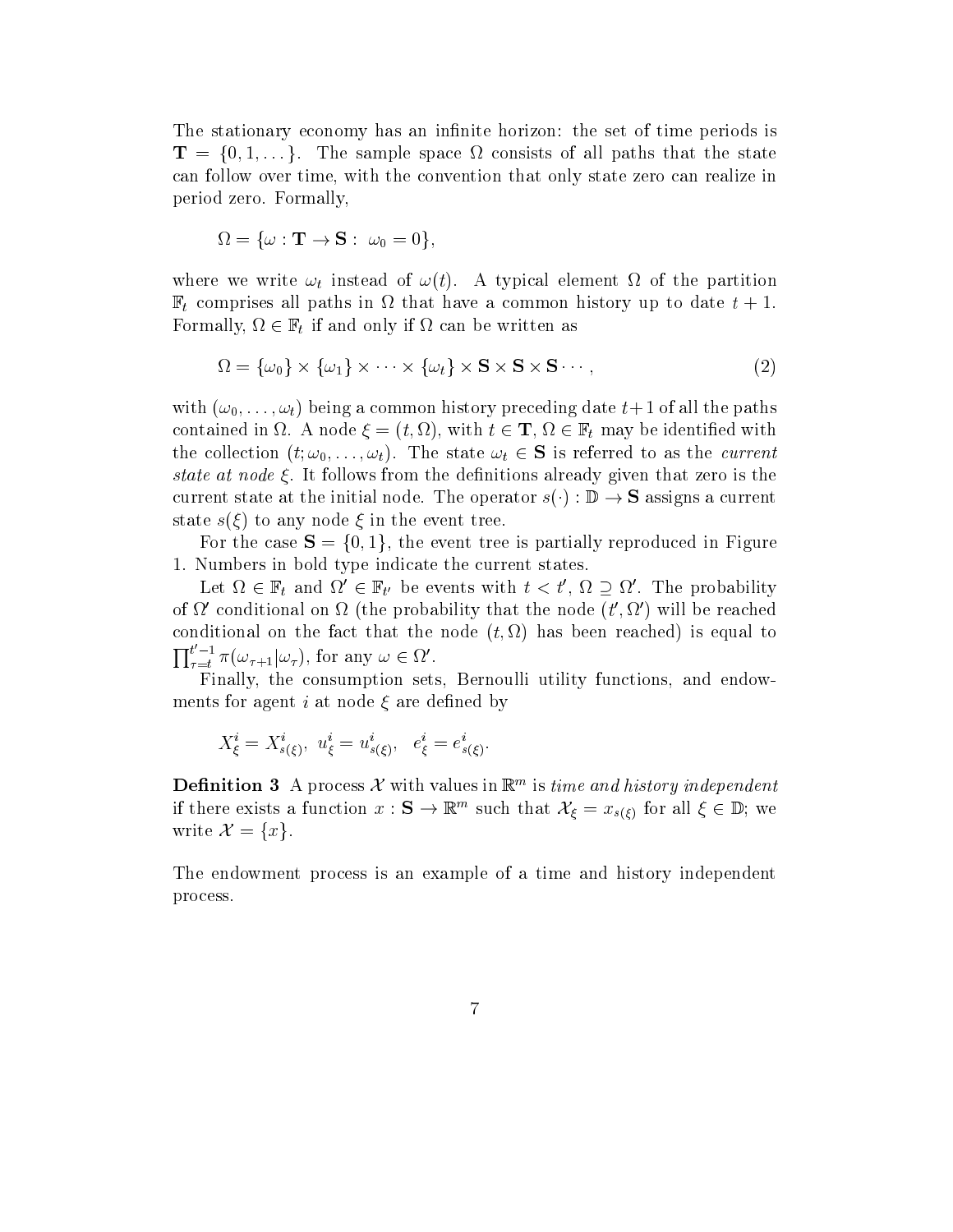The stationary economy has an infinite horizon: the set of time periods is $\mathbf{T} = \{0, 1, \dots\}$. The sample space $\Omega$ consists of all paths that the state can follow over time, with the convention that only state zero can realize in period zero. Formally,

$$\Omega = \{\omega : \mathbf{T} \to \mathbf{S} : \ \omega_0 = 0\},$$

where we write $\omega_t$ instead of $\omega(t)$. A typical element $\Omega$ of the partition $\mathbb{F}_t$ comprises all paths in $\Omega$ that have a common history up to date $t+1$. Formally, $\Omega \in \mathbb{F}_t$ if and only if $\Omega$ can be written as

$$\Omega = \{\omega_0\} \times \{\omega_1\} \times \cdots \times \{\omega_t\} \times \mathbf{S} \times \mathbf{S} \times \mathbf{S} \cdots, \tag{2}$$

with $(\omega_0, \dots, \omega_t)$ being a common history preceding date $t+1$ of all the paths contained in $\Omega$. A node $\xi = (t, \Omega)$, with $t \in \mathbf{T}$, $\Omega \in \mathbb{F}_t$ may be identified with the collection $(t; \omega_0, \dots, \omega_t)$. The state $\omega_t \in \mathbf{S}$ is referred to as the *current state at node* $\xi$. It follows from the definitions already given that zero is the current state at the initial node. The operator $s(\cdot) : \mathbb{D} \to \mathbf{S}$ assigns a current state $s(\xi)$ to any node $\xi$ in the event tree.

For the case $\mathbf{S} = \{0, 1\}$, the event tree is partially reproduced in Figure 1. Numbers in bold type indicate the current states.

Let $\Omega \in \mathbb{F}_t$ and $\Omega' \in \mathbb{F}_{t'}$ be events with $t < t'$, $\Omega \supseteq \Omega'$. The probability of $\Omega'$ conditional on $\Omega$ (the probability that the node $(t', \Omega')$ will be reached conditional on the fact that the node $(t, \Omega)$ has been reached) is equal to $\prod_{\tau=t}^{t'-1} \pi(\omega_{\tau+1}|\omega_\tau)$, for any $\omega \in \Omega'$.

Finally, the consumption sets, Bernoulli utility functions, and endowments for agent $i$ at node $\xi$ are defined by

$$X^i_\xi = X^i_{s(\xi)}, \ \ u^i_\xi = u^i_{s(\xi)}, \ \ \ e^i_\xi = e^i_{s(\xi)}.$$

**Definition 3** A process $\mathcal{X}$ with values in $\mathbb{R}^m$ is *time and history independent* if there exists a function $x : \mathbf{S} \to \mathbb{R}^m$ such that $\mathcal{X}_\xi = x_{s(\xi)}$ for all $\xi \in \mathbb{D}$; we write $\mathcal{X} = \{x\}$.

The endowment process is an example of a time and history independent process.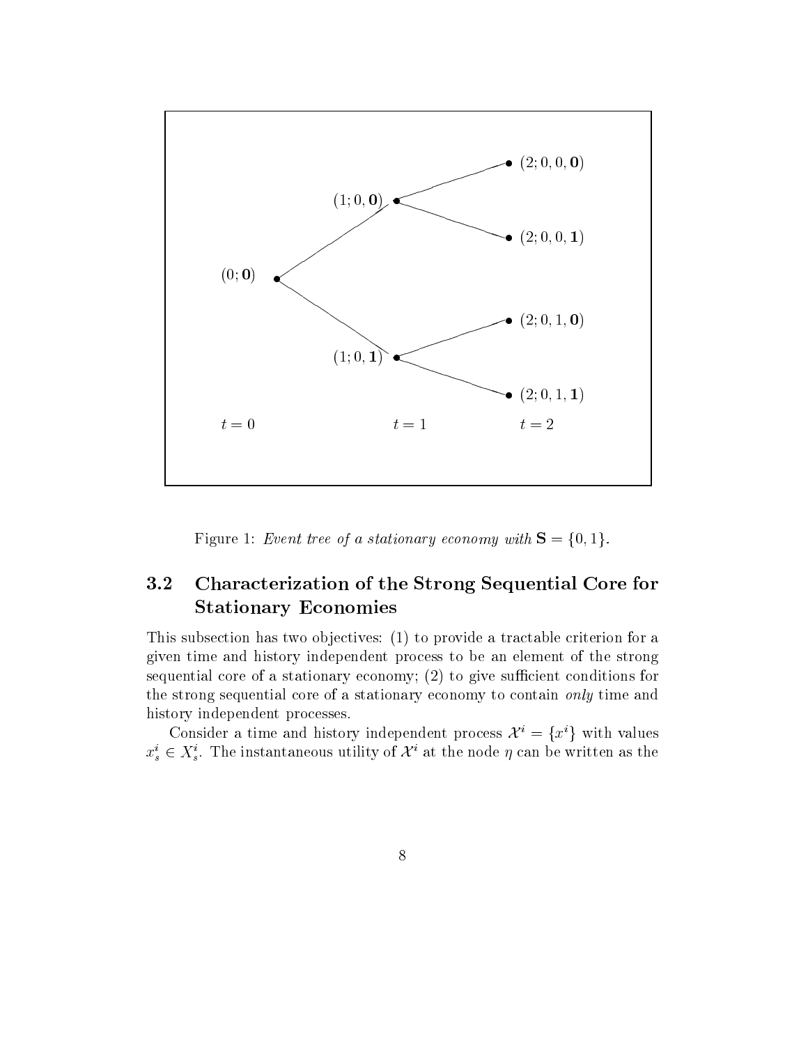Figure 1: *Event tree of a stationary economy with* $\mathbf{S} = \{0, 1\}$.

## 3.2 Characterization of the Strong Sequential Core for Stationary Economies

This subsection has two objectives: (1) to provide a tractable criterion for a given time and history independent process to be an element of the strong sequential core of a stationary economy; (2) to give sufficient conditions for the strong sequential core of a stationary economy to contain *only* time and history independent processes.

Consider a time and history independent process $\mathcal{X}^i = \{x^i\}$ with values $x^i_s \in X^i_s$. The instantaneous utility of $\mathcal{X}^i$ at the node $\eta$ can be written as the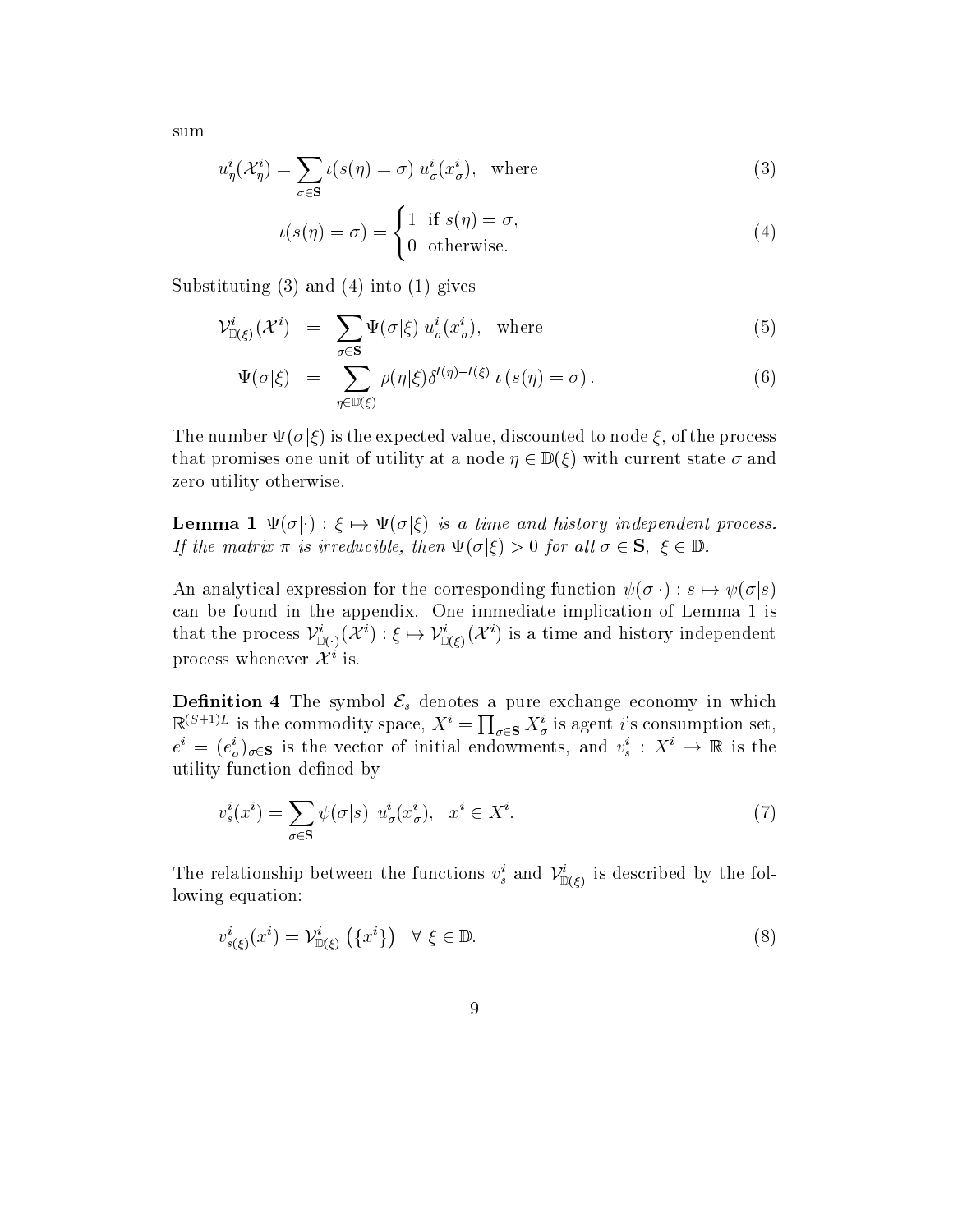sum

$$u^i_\eta(\mathcal{X}^i_\eta) = \sum_{\sigma \in \mathbf{S}} \iota(s(\eta) = \sigma)\; u^i_\sigma(x^i_\sigma), \quad \text{where} \tag{3}$$

$$\iota(s(\eta) = \sigma) = \begin{cases} 1 & \text{if } s(\eta) = \sigma, \\ 0 & \text{otherwise.} \end{cases} \tag{4}$$

Substituting (3) and (4) into (1) gives

$$\mathcal{V}^i_{\mathbb{D}(\xi)}(\mathcal{X}^i) = \sum_{\sigma \in \mathbf{S}} \Psi(\sigma|\xi)\, u^i_\sigma(x^i_\sigma), \quad \text{where} \tag{5}$$

$$\Psi(\sigma|\xi) = \sum_{\eta \in \mathbb{D}(\xi)} \rho(\eta|\xi)\delta^{t(\eta)-t(\xi)}\, \iota\left(s(\eta) = \sigma\right). \tag{6}$$

The number $\Psi(\sigma|\xi)$ is the expected value, discounted to node $\xi$, of the process that promises one unit of utility at a node $\eta \in \mathbb{D}(\xi)$ with current state $\sigma$ and zero utility otherwise.

**Lemma 1** *$\Psi(\sigma|\cdot) : \xi \mapsto \Psi(\sigma|\xi)$ is a time and history independent process. If the matrix $\pi$ is irreducible, then $\Psi(\sigma|\xi) > 0$ for all $\sigma \in \mathbf{S}$, $\xi \in \mathbb{D}$.*

An analytical expression for the corresponding function $\psi(\sigma|\cdot) : s \mapsto \psi(\sigma|s)$ can be found in the appendix. One immediate implication of Lemma 1 is that the process $\mathcal{V}^i_{\mathbb{D}(\cdot)}(\mathcal{X}^i) : \xi \mapsto \mathcal{V}^i_{\mathbb{D}(\xi)}(\mathcal{X}^i)$ is a time and history independent process whenever $\mathcal{X}^i$ is.

**Definition 4** The symbol $\mathcal{E}_s$ denotes a pure exchange economy in which $\mathbb{R}^{(S+1)L}$ is the commodity space, $X^i = \prod_{\sigma \in \mathbf{S}} X^i_\sigma$ is agent $i$'s consumption set, $e^i = (e^i_\sigma)_{\sigma \in \mathbf{S}}$ is the vector of initial endowments, and $v^i_s : X^i \to \mathbb{R}$ is the utility function defined by

$$v^i_s(x^i) = \sum_{\sigma \in \mathbf{S}} \psi(\sigma|s)\; u^i_\sigma(x^i_\sigma), \quad x^i \in X^i. \tag{7}$$

The relationship between the functions $v^i_s$ and $\mathcal{V}^i_{\mathbb{D}(\xi)}$ is described by the following equation:

$$v^i_{s(\xi)}(x^i) = \mathcal{V}^i_{\mathbb{D}(\xi)}\left(\{x^i\}\right) \quad \forall\; \xi \in \mathbb{D}. \tag{8}$$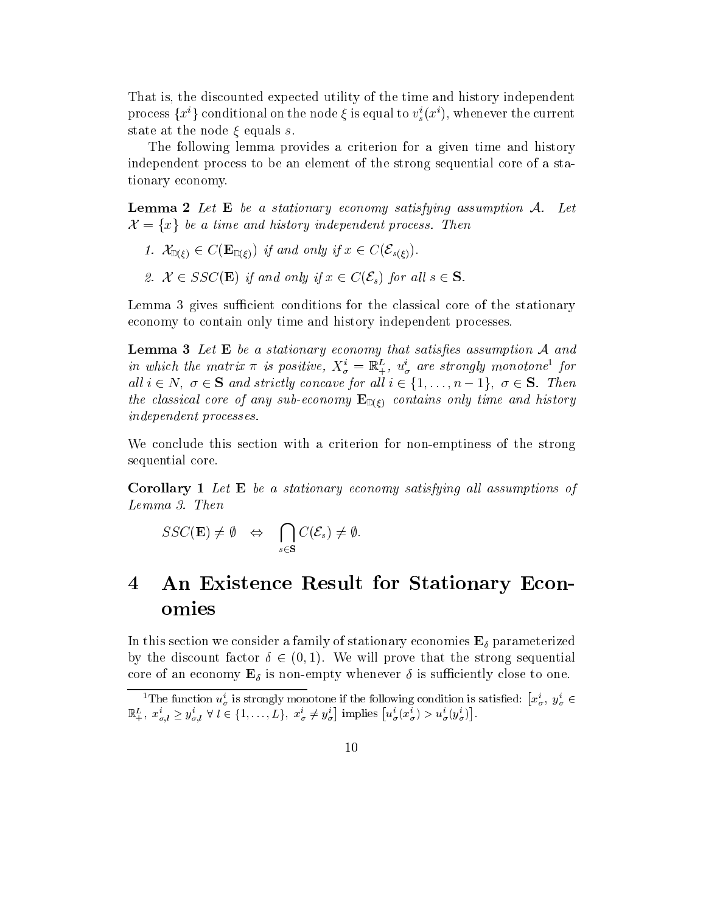That is, the discounted expected utility of the time and history independent process $\{x^i\}$ conditional on the node $\xi$ is equal to $v^i_s(x^i)$, whenever the current state at the node $\xi$ equals $s$.

The following lemma provides a criterion for a given time and history independent process to be an element of the strong sequential core of a stationary economy.

**Lemma 2** *Let* $\mathbf{E}$ *be a stationary economy satisfying assumption* $\mathcal{A}$. *Let* $\mathcal{X} = \{x\}$ *be a time and history independent process. Then*

1. $\mathcal{X}_{\mathbb{D}(\xi)} \in C(\mathbf{E}_{\mathbb{D}(\xi)})$ *if and only if* $x \in C(\mathcal{E}_{s(\xi)})$.
2. $\mathcal{X} \in SSC(\mathbf{E})$ *if and only if* $x \in C(\mathcal{E}_s)$ *for all* $s \in \mathbf{S}$.

Lemma 3 gives sufficient conditions for the classical core of the stationary economy to contain only time and history independent processes.

**Lemma 3** *Let* $\mathbf{E}$ *be a stationary economy that satisfies assumption* $\mathcal{A}$ *and in which the matrix* $\pi$ *is positive,* $X^i_\sigma = \mathbb{R}^L_+$, $u^i_\sigma$ *are strongly monotone*[1] *for all* $i \in N$, $\sigma \in \mathbf{S}$ *and strictly concave for all* $i \in \{1, \ldots, n-1\}$, $\sigma \in \mathbf{S}$. *Then the classical core of any sub-economy* $\mathbf{E}_{\mathbb{D}(\xi)}$ *contains only time and history independent processes.*

We conclude this section with a criterion for non-emptiness of the strong sequential core.

**Corollary 1** *Let* $\mathbf{E}$ *be a stationary economy satisfying all assumptions of Lemma 3. Then*

$$SSC(\mathbf{E}) \neq \emptyset \quad \Leftrightarrow \quad \bigcap_{s \in \mathbf{S}} C(\mathcal{E}_s) \neq \emptyset.$$

# 4 An Existence Result for Stationary Economies

In this section we consider a family of stationary economies $\mathbf{E}_\delta$ parameterized by the discount factor $\delta \in (0, 1)$. We will prove that the strong sequential core of an economy $\mathbf{E}_\delta$ is non-empty whenever $\delta$ is sufficiently close to one.

[1] The function $u^i_\sigma$ is strongly monotone if the following condition is satisfied: $\left[x^i_\sigma,\ y^i_\sigma \in \mathbb{R}^L_+,\ x^i_{\sigma,l} \geq y^i_{\sigma,l}\ \forall\ l \in \{1, \ldots, L\},\ x^i_\sigma \neq y^i_\sigma\right]$ implies $\left[u^i_\sigma(x^i_\sigma) > u^i_\sigma(y^i_\sigma)\right]$.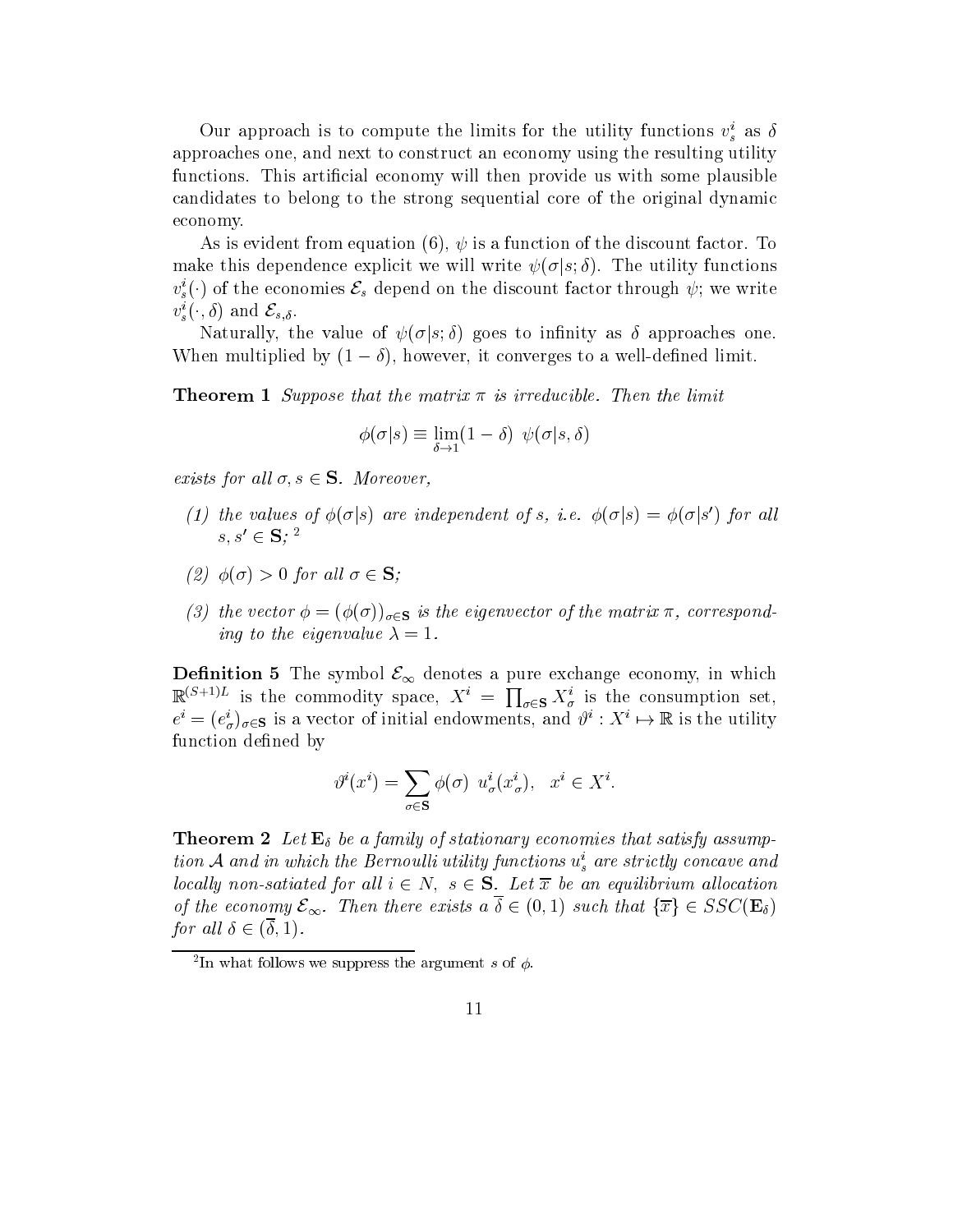Our approach is to compute the limits for the utility functions $v_s^i$ as $\delta$ approaches one, and next to construct an economy using the resulting utility functions. This artificial economy will then provide us with some plausible candidates to belong to the strong sequential core of the original dynamic economy.

As is evident from equation (6), $\psi$ is a function of the discount factor. To make this dependence explicit we will write $\psi(\sigma|s;\delta)$. The utility functions $v_s^i(\cdot)$ of the economies $\mathcal{E}_s$ depend on the discount factor through $\psi$; we write $v_s^i(\cdot,\delta)$ and $\mathcal{E}_{s,\delta}$.

Naturally, the value of $\psi(\sigma|s;\delta)$ goes to infinity as $\delta$ approaches one. When multiplied by $(1-\delta)$, however, it converges to a well-defined limit.

**Theorem 1** *Suppose that the matrix $\pi$ is irreducible. Then the limit*

$$\phi(\sigma|s) \equiv \lim_{\delta\to 1}(1-\delta)\ \psi(\sigma|s,\delta)$$

*exists for all $\sigma, s \in \mathbf{S}$. Moreover,*

*(1) the values of $\phi(\sigma|s)$ are independent of $s$, i.e. $\phi(\sigma|s) = \phi(\sigma|s')$ for all $s, s' \in \mathbf{S}$;* [2]

*(2) $\phi(\sigma) > 0$ for all $\sigma \in \mathbf{S}$;*

*(3) the vector $\phi = (\phi(\sigma))_{\sigma\in\mathbf{S}}$ is the eigenvector of the matrix $\pi$, corresponding to the eigenvalue $\lambda = 1$.*

**Definition 5** The symbol $\mathcal{E}_\infty$ denotes a pure exchange economy, in which $\mathbb{R}^{(S+1)L}$ is the commodity space, $X^i = \prod_{\sigma\in\mathbf{S}} X_\sigma^i$ is the consumption set, $e^i = (e_\sigma^i)_{\sigma\in\mathbf{S}}$ is a vector of initial endowments, and $\vartheta^i : X^i \mapsto \mathbb{R}$ is the utility function defined by

$$\vartheta^i(x^i) = \sum_{\sigma\in\mathbf{S}} \phi(\sigma)\ u_\sigma^i(x_\sigma^i), \quad x^i \in X^i.$$

**Theorem 2** *Let $\mathbf{E}_\delta$ be a family of stationary economies that satisfy assumption $\mathcal{A}$ and in which the Bernoulli utility functions $u_s^i$ are strictly concave and locally non-satiated for all $i \in N$, $s \in \mathbf{S}$. Let $\overline{x}$ be an equilibrium allocation of the economy $\mathcal{E}_\infty$. Then there exists a $\overline{\delta} \in (0,1)$ such that $\{\overline{x}\} \in SSC(\mathbf{E}_\delta)$ for all $\delta \in (\overline{\delta}, 1)$.*

---

[2] In what follows we suppress the argument $s$ of $\phi$.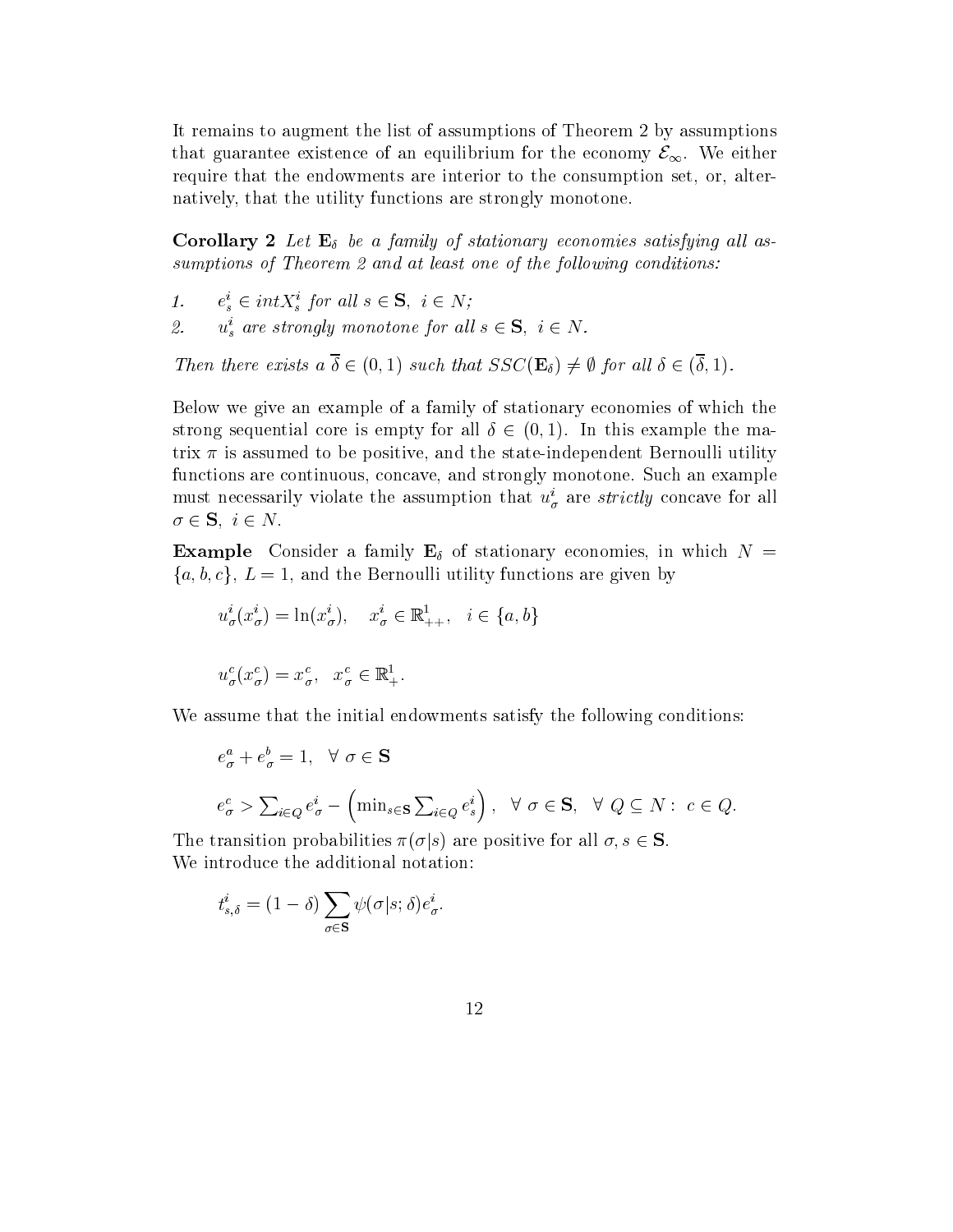It remains to augment the list of assumptions of Theorem 2 by assumptions that guarantee existence of an equilibrium for the economy $\mathcal{E}_\infty$. We either require that the endowments are interior to the consumption set, or, alternatively, that the utility functions are strongly monotone.

**Corollary 2** *Let $\mathbf{E}_\delta$ be a family of stationary economies satisfying all assumptions of Theorem 2 and at least one of the following conditions:*

1. $e^i_s \in intX^i_s$ *for all* $s \in \mathbf{S},\ i \in N$;
2. $u^i_s$ *are strongly monotone for all* $s \in \mathbf{S},\ i \in N$.

*Then there exists a $\overline{\delta} \in (0,1)$ such that $SSC(\mathbf{E}_\delta) \neq \emptyset$ for all $\delta \in (\overline{\delta}, 1)$.*

Below we give an example of a family of stationary economies of which the strong sequential core is empty for all $\delta \in (0,1)$. In this example the matrix $\pi$ is assumed to be positive, and the state-independent Bernoulli utility functions are continuous, concave, and strongly monotone. Such an example must necessarily violate the assumption that $u^i_\sigma$ are *strictly* concave for all $\sigma \in \mathbf{S},\ i \in N$.

**Example** Consider a family $\mathbf{E}_\delta$ of stationary economies, in which $N = \{a, b, c\}$, $L = 1$, and the Bernoulli utility functions are given by

$$u^i_\sigma(x^i_\sigma) = \ln(x^i_\sigma), \quad x^i_\sigma \in \mathbb{R}^1_{++}, \quad i \in \{a, b\}$$

$$u^c_\sigma(x^c_\sigma) = x^c_\sigma, \quad x^c_\sigma \in \mathbb{R}^1_+.$$

We assume that the initial endowments satisfy the following conditions:

$$e^a_\sigma + e^b_\sigma = 1, \quad \forall\ \sigma \in \mathbf{S}$$

$$e^c_\sigma > \textstyle\sum_{i \in Q} e^i_\sigma - \left(\min_{s \in \mathbf{S}} \sum_{i \in Q} e^i_s\right), \quad \forall\ \sigma \in \mathbf{S}, \quad \forall\ Q \subseteq N:\ c \in Q.$$

The transition probabilities $\pi(\sigma|s)$ are positive for all $\sigma, s \in \mathbf{S}$.
We introduce the additional notation:

$$t^i_{s,\delta} = (1 - \delta) \sum_{\sigma \in \mathbf{S}} \psi(\sigma|s; \delta) e^i_\sigma.$$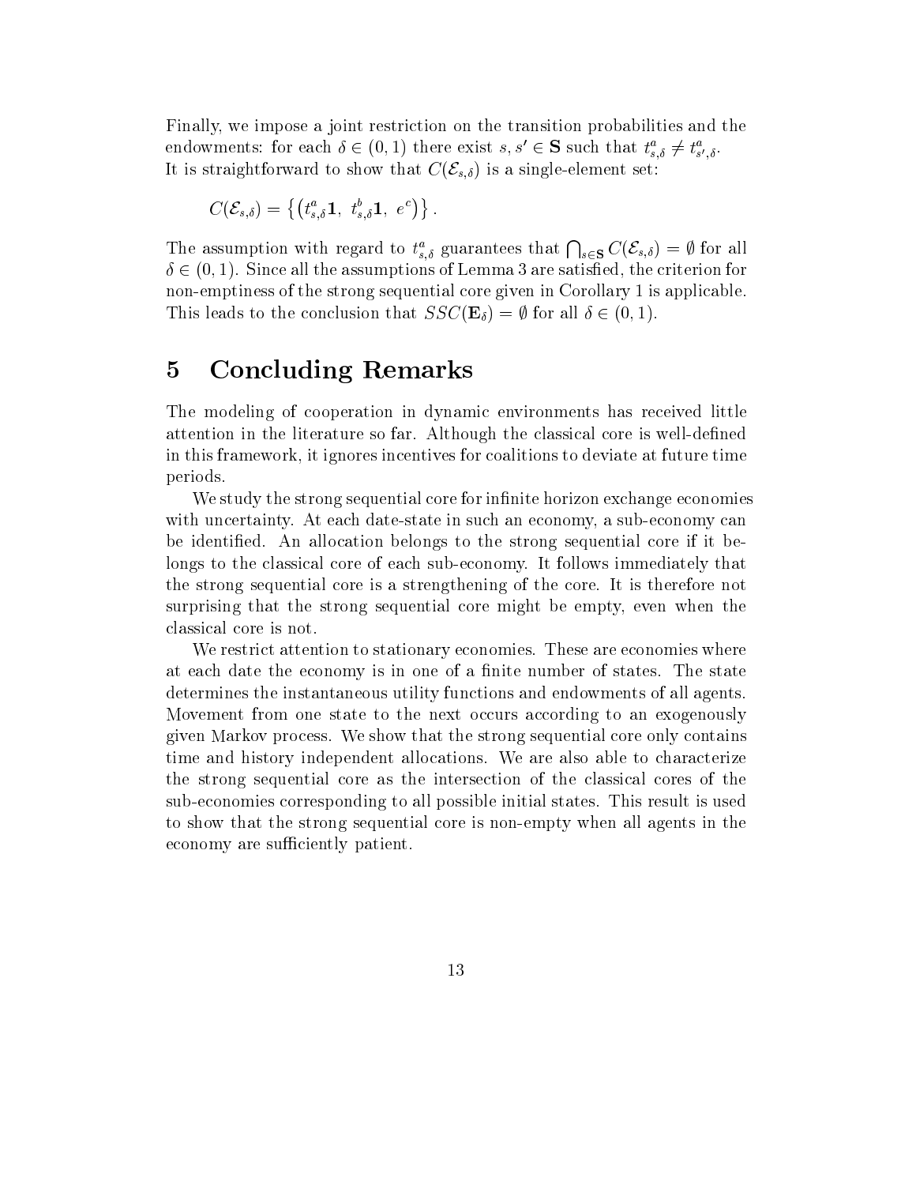Finally, we impose a joint restriction on the transition probabilities and the endowments: for each $\delta \in (0,1)$ there exist $s, s' \in \mathbf{S}$ such that $t^a_{s,\delta} \neq t^a_{s',\delta}$. It is straightforward to show that $C(\mathcal{E}_{s,\delta})$ is a single-element set:

$$C(\mathcal{E}_{s,\delta}) = \left\{ \left( t^a_{s,\delta}\mathbf{1},\ t^b_{s,\delta}\mathbf{1},\ e^c \right) \right\}.$$

The assumption with regard to $t^a_{s,\delta}$ guarantees that $\bigcap_{s \in \mathbf{S}} C(\mathcal{E}_{s,\delta}) = \emptyset$ for all $\delta \in (0,1)$. Since all the assumptions of Lemma 3 are satisfied, the criterion for non-emptiness of the strong sequential core given in Corollary 1 is applicable. This leads to the conclusion that $SSC(\mathbf{E}_\delta) = \emptyset$ for all $\delta \in (0,1)$.

# 5 Concluding Remarks

The modeling of cooperation in dynamic environments has received little attention in the literature so far. Although the classical core is well-defined in this framework, it ignores incentives for coalitions to deviate at future time periods.

We study the strong sequential core for infinite horizon exchange economies with uncertainty. At each date-state in such an economy, a sub-economy can be identified. An allocation belongs to the strong sequential core if it belongs to the classical core of each sub-economy. It follows immediately that the strong sequential core is a strengthening of the core. It is therefore not surprising that the strong sequential core might be empty, even when the classical core is not.

We restrict attention to stationary economies. These are economies where at each date the economy is in one of a finite number of states. The state determines the instantaneous utility functions and endowments of all agents. Movement from one state to the next occurs according to an exogenously given Markov process. We show that the strong sequential core only contains time and history independent allocations. We are also able to characterize the strong sequential core as the intersection of the classical cores of the sub-economies corresponding to all possible initial states. This result is used to show that the strong sequential core is non-empty when all agents in the economy are sufficiently patient.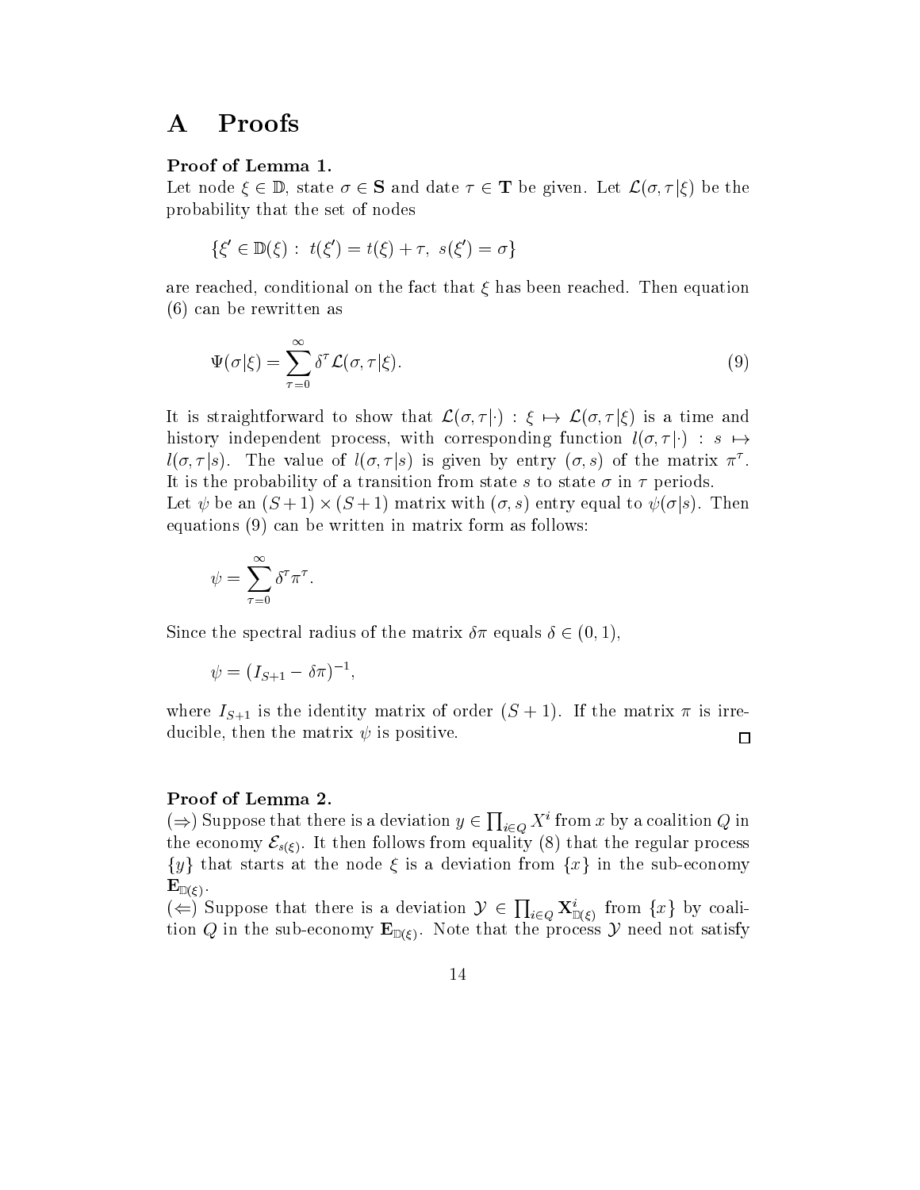# A Proofs

**Proof of Lemma 1.**

Let node $\xi \in \mathbb{D}$, state $\sigma \in \mathbf{S}$ and date $\tau \in \mathbf{T}$ be given. Let $\mathcal{L}(\sigma, \tau|\xi)$ be the probability that the set of nodes

$$\{\xi' \in \mathbb{D}(\xi) : \; t(\xi') = t(\xi) + \tau, \; s(\xi') = \sigma\}$$

are reached, conditional on the fact that $\xi$ has been reached. Then equation (6) can be rewritten as

$$\Psi(\sigma|\xi) = \sum_{\tau=0}^{\infty} \delta^{\tau} \mathcal{L}(\sigma, \tau|\xi). \tag{9}$$

It is straightforward to show that $\mathcal{L}(\sigma, \tau|\cdot) : \xi \mapsto \mathcal{L}(\sigma, \tau|\xi)$ is a time and history independent process, with corresponding function $l(\sigma, \tau|\cdot) : s \mapsto l(\sigma, \tau|s)$. The value of $l(\sigma, \tau|s)$ is given by entry $(\sigma, s)$ of the matrix $\pi^{\tau}$. It is the probability of a transition from state $s$ to state $\sigma$ in $\tau$ periods.

Let $\psi$ be an $(S+1) \times (S+1)$ matrix with $(\sigma, s)$ entry equal to $\psi(\sigma|s)$. Then equations (9) can be written in matrix form as follows:

$$\psi = \sum_{\tau=0}^{\infty} \delta^{\tau} \pi^{\tau}.$$

Since the spectral radius of the matrix $\delta\pi$ equals $\delta \in (0, 1)$,

$$\psi = (I_{S+1} - \delta\pi)^{-1},$$

where $I_{S+1}$ is the identity matrix of order $(S+1)$. If the matrix $\pi$ is irreducible, then the matrix $\psi$ is positive. $\square$

**Proof of Lemma 2.**

($\Rightarrow$) Suppose that there is a deviation $y \in \prod_{i \in Q} X^i$ from $x$ by a coalition $Q$ in the economy $\mathcal{E}_{s(\xi)}$. It then follows from equality (8) that the regular process $\{y\}$ that starts at the node $\xi$ is a deviation from $\{x\}$ in the sub-economy $\mathbf{E}_{\mathbb{D}(\xi)}$.

($\Leftarrow$) Suppose that there is a deviation $\mathcal{Y} \in \prod_{i \in Q} \mathbf{X}^i_{\mathbb{D}(\xi)}$ from $\{x\}$ by coalition $Q$ in the sub-economy $\mathbf{E}_{\mathbb{D}(\xi)}$. Note that the process $\mathcal{Y}$ need not satisfy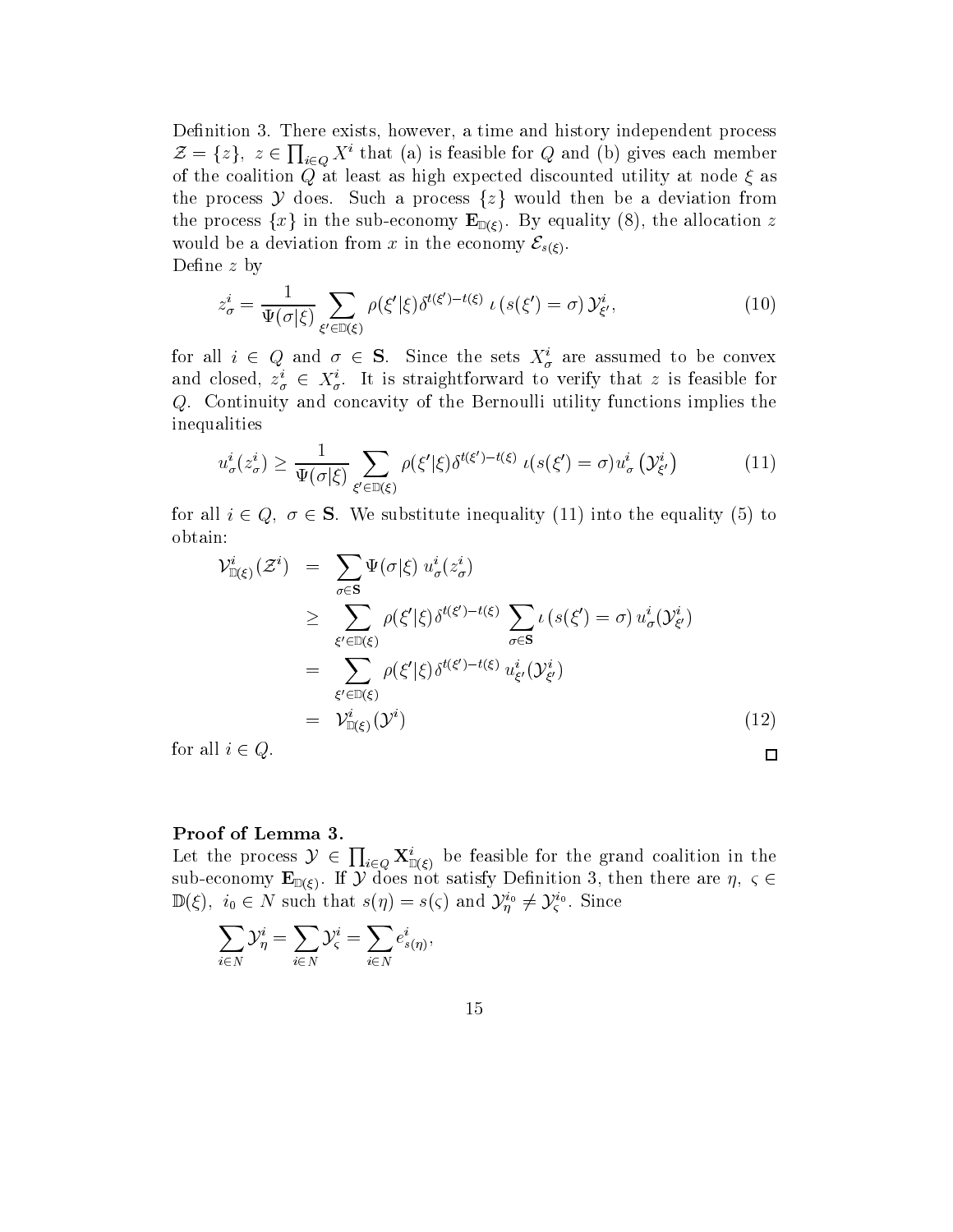Definition 3. There exists, however, a time and history independent process $\mathcal{Z} = \{z\},\ z \in \prod_{i \in Q} X^i$ that (a) is feasible for $Q$ and (b) gives each member of the coalition $Q$ at least as high expected discounted utility at node $\xi$ as the process $\mathcal{Y}$ does. Such a process $\{z\}$ would then be a deviation from the process $\{x\}$ in the sub-economy $\mathbf{E}_{\mathbb{D}(\xi)}$. By equality (8), the allocation $z$ would be a deviation from $x$ in the economy $\mathcal{E}_{s(\xi)}$.

Define $z$ by

$$z^i_\sigma = \frac{1}{\Psi(\sigma|\xi)} \sum_{\xi' \in \mathbb{D}(\xi)} \rho(\xi'|\xi)\delta^{t(\xi')-t(\xi)}\ \iota\left(s(\xi') = \sigma\right) \mathcal{Y}^i_{\xi'}, \tag{10}$$

for all $i \in Q$ and $\sigma \in \mathbf{S}$. Since the sets $X^i_\sigma$ are assumed to be convex and closed, $z^i_\sigma \in X^i_\sigma$. It is straightforward to verify that $z$ is feasible for $Q$. Continuity and concavity of the Bernoulli utility functions implies the inequalities

$$u^i_\sigma(z^i_\sigma) \geq \frac{1}{\Psi(\sigma|\xi)} \sum_{\xi' \in \mathbb{D}(\xi)} \rho(\xi'|\xi)\delta^{t(\xi')-t(\xi)}\ \iota(s(\xi') = \sigma) u^i_\sigma\left(\mathcal{Y}^i_{\xi'}\right) \tag{11}$$

for all $i \in Q,\ \sigma \in \mathbf{S}$. We substitute inequality (11) into the equality (5) to obtain:

$$\begin{aligned}
\mathcal{V}^i_{\mathbb{D}(\xi)}(\mathcal{Z}^i) &= \sum_{\sigma \in \mathbf{S}} \Psi(\sigma|\xi)\ u^i_\sigma(z^i_\sigma) \\
&\geq \sum_{\xi' \in \mathbb{D}(\xi)} \rho(\xi'|\xi)\delta^{t(\xi')-t(\xi)} \sum_{\sigma \in \mathbf{S}} \iota\left(s(\xi') = \sigma\right) u^i_\sigma(\mathcal{Y}^i_{\xi'}) \\
&= \sum_{\xi' \in \mathbb{D}(\xi)} \rho(\xi'|\xi)\delta^{t(\xi')-t(\xi)}\ u^i_{\xi'}(\mathcal{Y}^i_{\xi'}) \\
&= \mathcal{V}^i_{\mathbb{D}(\xi)}(\mathcal{Y}^i)
\end{aligned} \tag{12}$$

for all $i \in Q$. $\square$

**Proof of Lemma 3.**
Let the process $\mathcal{Y} \in \prod_{i \in Q} \mathbf{X}^i_{\mathbb{D}(\xi)}$ be feasible for the grand coalition in the sub-economy $\mathbf{E}_{\mathbb{D}(\xi)}$. If $\mathcal{Y}$ does not satisfy Definition 3, then there are $\eta,\ \varsigma \in \mathbb{D}(\xi),\ i_0 \in N$ such that $s(\eta) = s(\varsigma)$ and $\mathcal{Y}^{i_0}_\eta \neq \mathcal{Y}^{i_0}_\varsigma$. Since

$$\sum_{i \in N} \mathcal{Y}^i_\eta = \sum_{i \in N} \mathcal{Y}^i_\varsigma = \sum_{i \in N} e^i_{s(\eta)},$$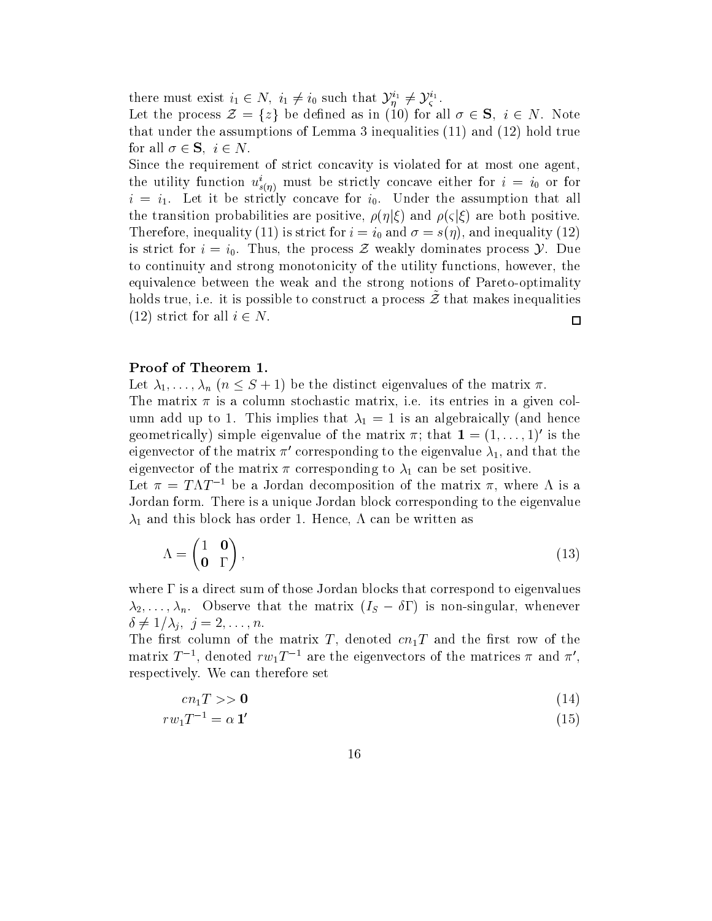there must exist $i_1 \in N,\ i_1 \neq i_0$ such that $\mathcal{Y}_\eta^{i_1} \neq \mathcal{Y}_\varsigma^{i_1}$.

Let the process $\mathcal{Z} = \{z\}$ be defined as in (10) for all $\sigma \in \mathbf{S},\ i \in N$. Note that under the assumptions of Lemma 3 inequalities (11) and (12) hold true for all $\sigma \in \mathbf{S},\ i \in N$.

Since the requirement of strict concavity is violated for at most one agent, the utility function $u^i_{s(\eta)}$ must be strictly concave either for $i = i_0$ or for $i = i_1$. Let it be strictly concave for $i_0$. Under the assumption that all the transition probabilities are positive, $\rho(\eta|\xi)$ and $\rho(\varsigma|\xi)$ are both positive. Therefore, inequality (11) is strict for $i = i_0$ and $\sigma = s(\eta)$, and inequality (12) is strict for $i = i_0$. Thus, the process $\mathcal{Z}$ weakly dominates process $\mathcal{Y}$. Due to continuity and strong monotonicity of the utility functions, however, the equivalence between the weak and the strong notions of Pareto-optimality holds true, i.e. it is possible to construct a process $\tilde{\mathcal{Z}}$ that makes inequalities (12) strict for all $i \in N$. □

**Proof of Theorem 1.**

Let $\lambda_1, \ldots, \lambda_n$ $(n \leq S+1)$ be the distinct eigenvalues of the matrix $\pi$.

The matrix $\pi$ is a column stochastic matrix, i.e. its entries in a given column add up to 1. This implies that $\lambda_1 = 1$ is an algebraically (and hence geometrically) simple eigenvalue of the matrix $\pi$; that $\mathbf{1} = (1, \ldots, 1)'$ is the eigenvector of the matrix $\pi'$ corresponding to the eigenvalue $\lambda_1$, and that the eigenvector of the matrix $\pi$ corresponding to $\lambda_1$ can be set positive.

Let $\pi = T\Lambda T^{-1}$ be a Jordan decomposition of the matrix $\pi$, where $\Lambda$ is a Jordan form. There is a unique Jordan block corresponding to the eigenvalue $\lambda_1$ and this block has order 1. Hence, $\Lambda$ can be written as

$$\Lambda = \begin{pmatrix} 1 & \mathbf{0} \\ \mathbf{0} & \Gamma \end{pmatrix}, \tag{13}$$

where $\Gamma$ is a direct sum of those Jordan blocks that correspond to eigenvalues $\lambda_2, \ldots, \lambda_n$. Observe that the matrix $(I_S - \delta\Gamma)$ is non-singular, whenever $\delta \neq 1/\lambda_j,\ j = 2, \ldots, n$.

The first column of the matrix $T$, denoted $cn_1T$ and the first row of the matrix $T^{-1}$, denoted $rw_1T^{-1}$ are the eigenvectors of the matrices $\pi$ and $\pi'$, respectively. We can therefore set

$$cn_1 T >> \mathbf{0} \tag{14}$$

$$rw_1 T^{-1} = \alpha\, \mathbf{1}' \tag{15}$$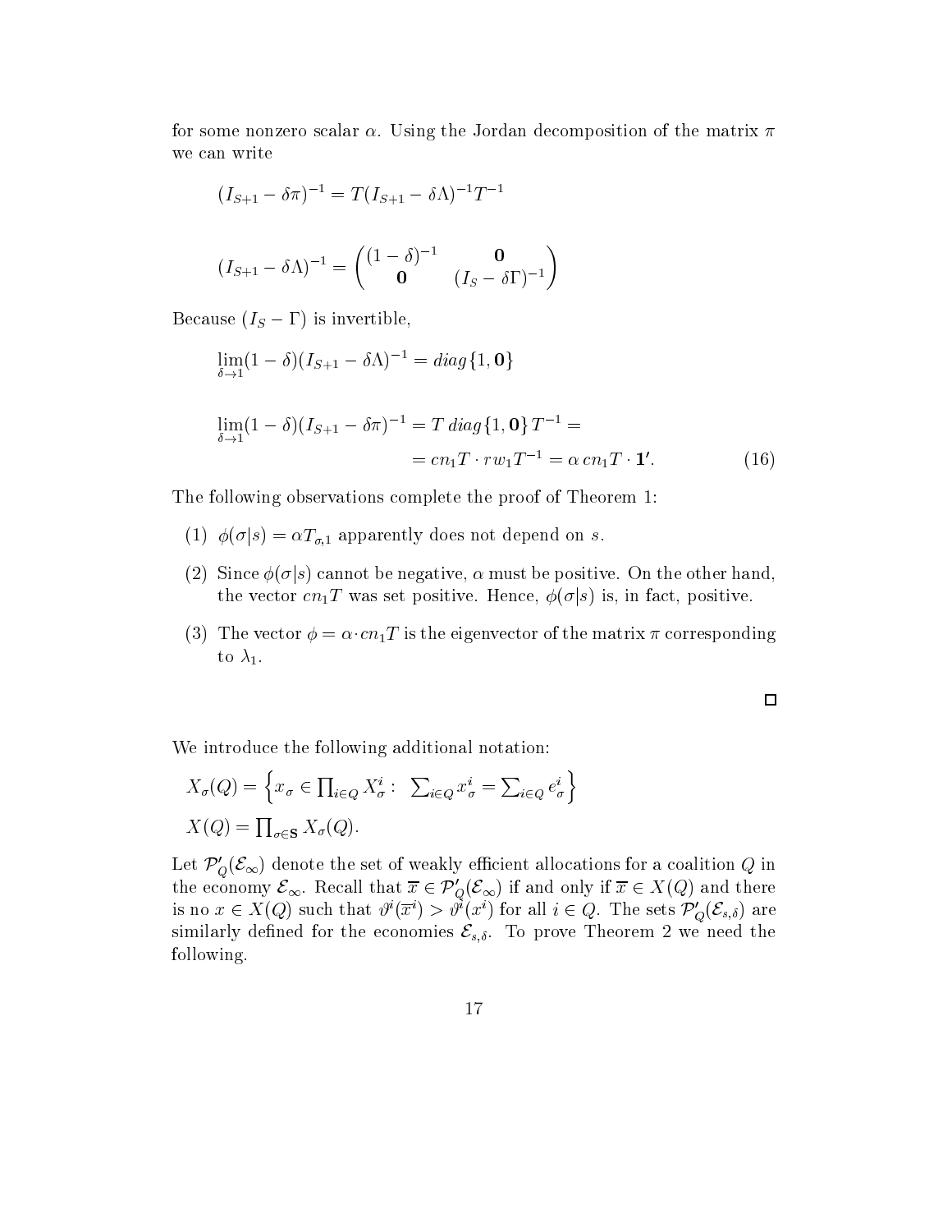for some nonzero scalar $\alpha$. Using the Jordan decomposition of the matrix $\pi$ we can write

$$(I_{S+1} - \delta\pi)^{-1} = T(I_{S+1} - \delta\Lambda)^{-1}T^{-1}$$

$$(I_{S+1} - \delta\Lambda)^{-1} = \begin{pmatrix} (1-\delta)^{-1} & \mathbf{0} \\ \mathbf{0} & (I_S - \delta\Gamma)^{-1} \end{pmatrix}$$

Because $(I_S - \Gamma)$ is invertible,

$$\lim_{\delta \to 1}(1-\delta)(I_{S+1} - \delta\Lambda)^{-1} = diag\{1, \mathbf{0}\}$$

$$\begin{aligned} \lim_{\delta \to 1}(1-\delta)(I_{S+1} - \delta\pi)^{-1} &= T\, diag\{1, \mathbf{0}\}\, T^{-1} = \\ &= cn_1 T \cdot rw_1 T^{-1} = \alpha\, cn_1 T \cdot \mathbf{1}'. \end{aligned} \tag{16}$$

The following observations complete the proof of Theorem 1:

(1) $\phi(\sigma|s) = \alpha T_{\sigma,1}$ apparently does not depend on $s$.

(2) Since $\phi(\sigma|s)$ cannot be negative, $\alpha$ must be positive. On the other hand, the vector $cn_1 T$ was set positive. Hence, $\phi(\sigma|s)$ is, in fact, positive.

(3) The vector $\phi = \alpha \cdot cn_1 T$ is the eigenvector of the matrix $\pi$ corresponding to $\lambda_1$.

□

We introduce the following additional notation:

$$X_\sigma(Q) = \left\{ x_\sigma \in \prod_{i \in Q} X^i_\sigma : \ \sum_{i \in Q} x^i_\sigma = \sum_{i \in Q} e^i_\sigma \right\}$$

$$X(Q) = \prod_{\sigma \in \mathbf{S}} X_\sigma(Q).$$

Let $\mathcal{P}'_Q(\mathcal{E}_\infty)$ denote the set of weakly efficient allocations for a coalition $Q$ in the economy $\mathcal{E}_\infty$. Recall that $\overline{x} \in \mathcal{P}'_Q(\mathcal{E}_\infty)$ if and only if $\overline{x} \in X(Q)$ and there is no $x \in X(Q)$ such that $\vartheta^i(\overline{x}^i) > \vartheta^i(x^i)$ for all $i \in Q$. The sets $\mathcal{P}'_Q(\mathcal{E}_{s,\delta})$ are similarly defined for the economies $\mathcal{E}_{s,\delta}$. To prove Theorem 2 we need the following.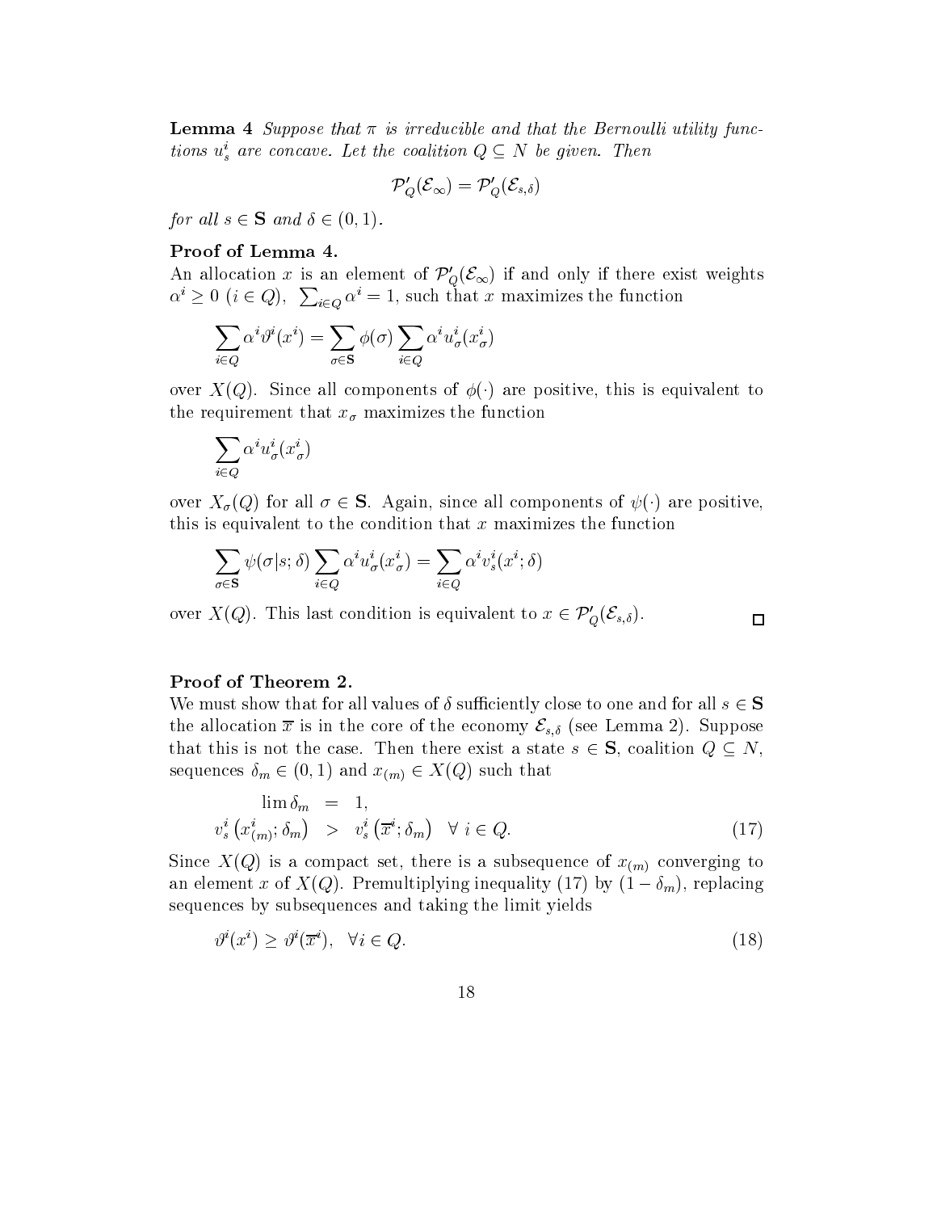**Lemma 4** *Suppose that $\pi$ is irreducible and that the Bernoulli utility functions $u^i_s$ are concave. Let the coalition $Q \subseteq N$ be given. Then*

$$\mathcal{P}'_Q(\mathcal{E}_\infty) = \mathcal{P}'_Q(\mathcal{E}_{s,\delta})$$

*for all $s \in \mathbf{S}$ and $\delta \in (0, 1)$.*

**Proof of Lemma 4.**

An allocation $x$ is an element of $\mathcal{P}'_Q(\mathcal{E}_\infty)$ if and only if there exist weights $\alpha^i \geq 0$ $(i \in Q)$, $\sum_{i \in Q} \alpha^i = 1$, such that $x$ maximizes the function

$$\sum_{i \in Q} \alpha^i \vartheta^i(x^i) = \sum_{\sigma \in \mathbf{S}} \phi(\sigma) \sum_{i \in Q} \alpha^i u^i_\sigma(x^i_\sigma)$$

over $X(Q)$. Since all components of $\phi(\cdot)$ are positive, this is equivalent to the requirement that $x_\sigma$ maximizes the function

$$\sum_{i \in Q} \alpha^i u^i_\sigma(x^i_\sigma)$$

over $X_\sigma(Q)$ for all $\sigma \in \mathbf{S}$. Again, since all components of $\psi(\cdot)$ are positive, this is equivalent to the condition that $x$ maximizes the function

$$\sum_{\sigma \in \mathbf{S}} \psi(\sigma|s; \delta) \sum_{i \in Q} \alpha^i u^i_\sigma(x^i_\sigma) = \sum_{i \in Q} \alpha^i v^i_s(x^i; \delta)$$

over $X(Q)$. This last condition is equivalent to $x \in \mathcal{P}'_Q(\mathcal{E}_{s,\delta})$. □

**Proof of Theorem 2.**

We must show that for all values of $\delta$ sufficiently close to one and for all $s \in \mathbf{S}$ the allocation $\overline{x}$ is in the core of the economy $\mathcal{E}_{s,\delta}$ (see Lemma 2). Suppose that this is not the case. Then there exist a state $s \in \mathbf{S}$, coalition $Q \subseteq N$, sequences $\delta_m \in (0, 1)$ and $x_{(m)} \in X(Q)$ such that

$$\begin{aligned} \lim \delta_m &= 1, \\ v^i_s\left(x^i_{(m)}; \delta_m\right) &> v^i_s\left(\overline{x}^i; \delta_m\right) \quad \forall\ i \in Q. \end{aligned} \tag{17}$$

Since $X(Q)$ is a compact set, there is a subsequence of $x_{(m)}$ converging to an element $x$ of $X(Q)$. Premultiplying inequality (17) by $(1 - \delta_m)$, replacing sequences by subsequences and taking the limit yields

$$\vartheta^i(x^i) \geq \vartheta^i(\overline{x}^i), \quad \forall i \in Q. \tag{18}$$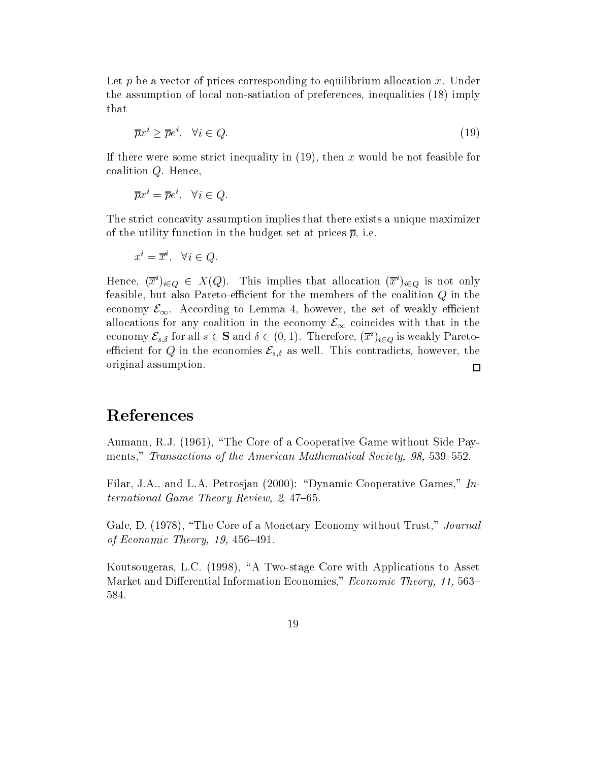Let $\overline{p}$ be a vector of prices corresponding to equilibrium allocation $\overline{x}$. Under the assumption of local non-satiation of preferences, inequalities (18) imply that

$$\overline{p}x^i \geq \overline{p}e^i, \quad \forall i \in Q. \tag{19}$$

If there were some strict inequality in (19), then $x$ would be not feasible for coalition $Q$. Hence,

$$\overline{p}x^i = \overline{p}e^i, \quad \forall i \in Q.$$

The strict concavity assumption implies that there exists a unique maximizer of the utility function in the budget set at prices $\overline{p}$, i.e.

$$x^i = \overline{x}^i, \quad \forall i \in Q.$$

Hence, $(\overline{x}^i)_{i \in Q} \in X(Q)$. This implies that allocation $(\overline{x}^i)_{i \in Q}$ is not only feasible, but also Pareto-efficient for the members of the coalition $Q$ in the economy $\mathcal{E}_\infty$. According to Lemma 4, however, the set of weakly efficient allocations for any coalition in the economy $\mathcal{E}_\infty$ coincides with that in the economy $\mathcal{E}_{s,\delta}$ for all $s \in \mathbf{S}$ and $\delta \in (0,1)$. Therefore, $(\overline{x}^i)_{i \in Q}$ is weakly Pareto-efficient for $Q$ in the economies $\mathcal{E}_{s,\delta}$ as well. This contradicts, however, the original assumption. □

# References

Aumann, R.J. (1961), "The Core of a Cooperative Game without Side Payments," *Transactions of the American Mathematical Society, 98,* 539–552.

Filar, J.A., and L.A. Petrosjan (2000): "Dynamic Cooperative Games," *International Game Theory Review, 2,* 47–65.

Gale, D. (1978), "The Core of a Monetary Economy without Trust," *Journal of Economic Theory, 19,* 456–491.

Koutsougeras, L.C. (1998), "A Two-stage Core with Applications to Asset Market and Differential Information Economies," *Economic Theory, 11,* 563–584.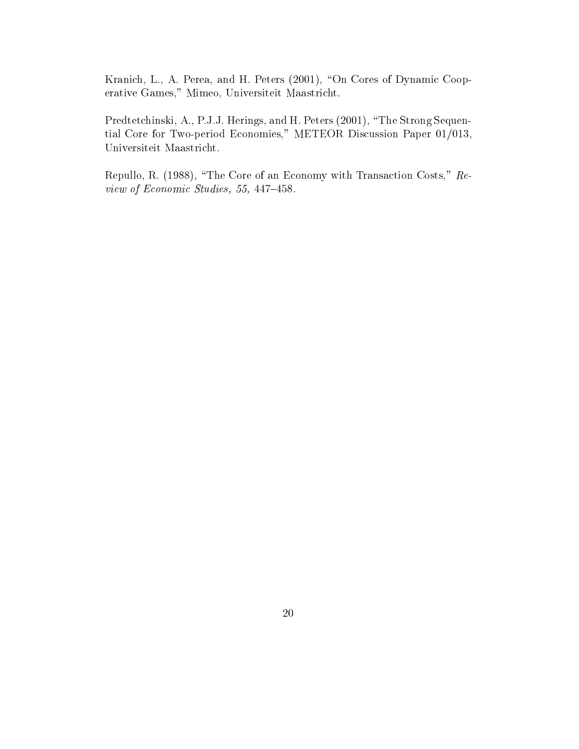Kranich, L., A. Perea, and H. Peters (2001), "On Cores of Dynamic Cooperative Games," Mimeo, Universiteit Maastricht.

Predtetchinski, A., P.J.J. Herings, and H. Peters (2001), "The Strong Sequential Core for Two-period Economies," METEOR Discussion Paper 01/013, Universiteit Maastricht.

Repullo, R. (1988), "The Core of an Economy with Transaction Costs," *Review of Economic Studies, 55,* 447–458.